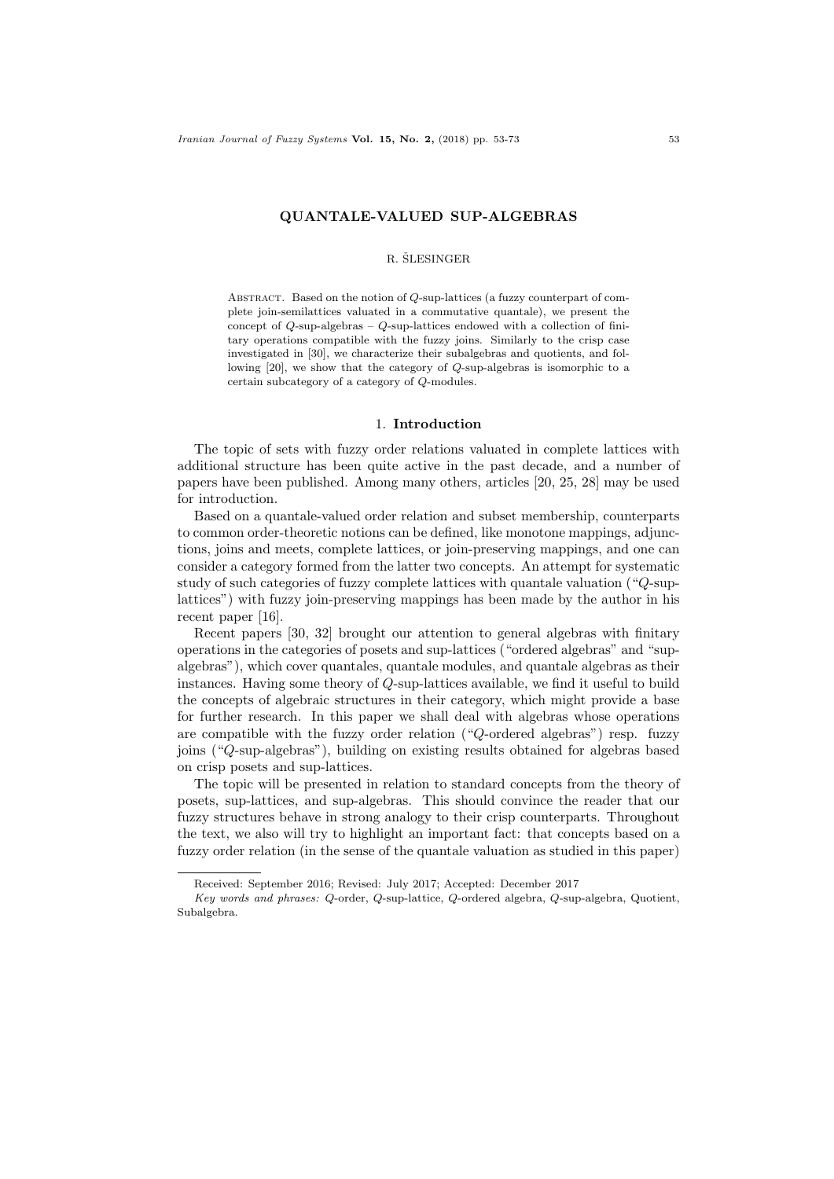# QUANTALE-VALUED SUP-ALGEBRAS

R. ŠLESINGER

Abstract. Based on the notion of $Q$-sup-lattices (a fuzzy counterpart of complete join-semilattices valuated in a commutative quantale), we present the concept of $Q$-sup-algebras – $Q$-sup-lattices endowed with a collection of finitary operations compatible with the fuzzy joins. Similarly to the crisp case investigated in [30], we characterize their subalgebras and quotients, and following [20], we show that the category of $Q$-sup-algebras is isomorphic to a certain subcategory of a category of $Q$-modules.

## 1. Introduction

The topic of sets with fuzzy order relations valuated in complete lattices with additional structure has been quite active in the past decade, and a number of papers have been published. Among many others, articles [20, 25, 28] may be used for introduction.

Based on a quantale-valued order relation and subset membership, counterparts to common order-theoretic notions can be defined, like monotone mappings, adjunctions, joins and meets, complete lattices, or join-preserving mappings, and one can consider a category formed from the latter two concepts. An attempt for systematic study of such categories of fuzzy complete lattices with quantale valuation ("$Q$-sup-lattices") with fuzzy join-preserving mappings has been made by the author in his recent paper [16].

Recent papers [30, 32] brought our attention to general algebras with finitary operations in the categories of posets and sup-lattices ("ordered algebras" and "sup-algebras"), which cover quantales, quantale modules, and quantale algebras as their instances. Having some theory of $Q$-sup-lattices available, we find it useful to build the concepts of algebraic structures in their category, which might provide a base for further research. In this paper we shall deal with algebras whose operations are compatible with the fuzzy order relation ("$Q$-ordered algebras") resp. fuzzy joins ("$Q$-sup-algebras"), building on existing results obtained for algebras based on crisp posets and sup-lattices.

The topic will be presented in relation to standard concepts from the theory of posets, sup-lattices, and sup-algebras. This should convince the reader that our fuzzy structures behave in strong analogy to their crisp counterparts. Throughout the text, we also will try to highlight an important fact: that concepts based on a fuzzy order relation (in the sense of the quantale valuation as studied in this paper)

Received: September 2016; Revised: July 2017; Accepted: December 2017

*Key words and phrases:* $Q$-order, $Q$-sup-lattice, $Q$-ordered algebra, $Q$-sup-algebra, Quotient, Subalgebra.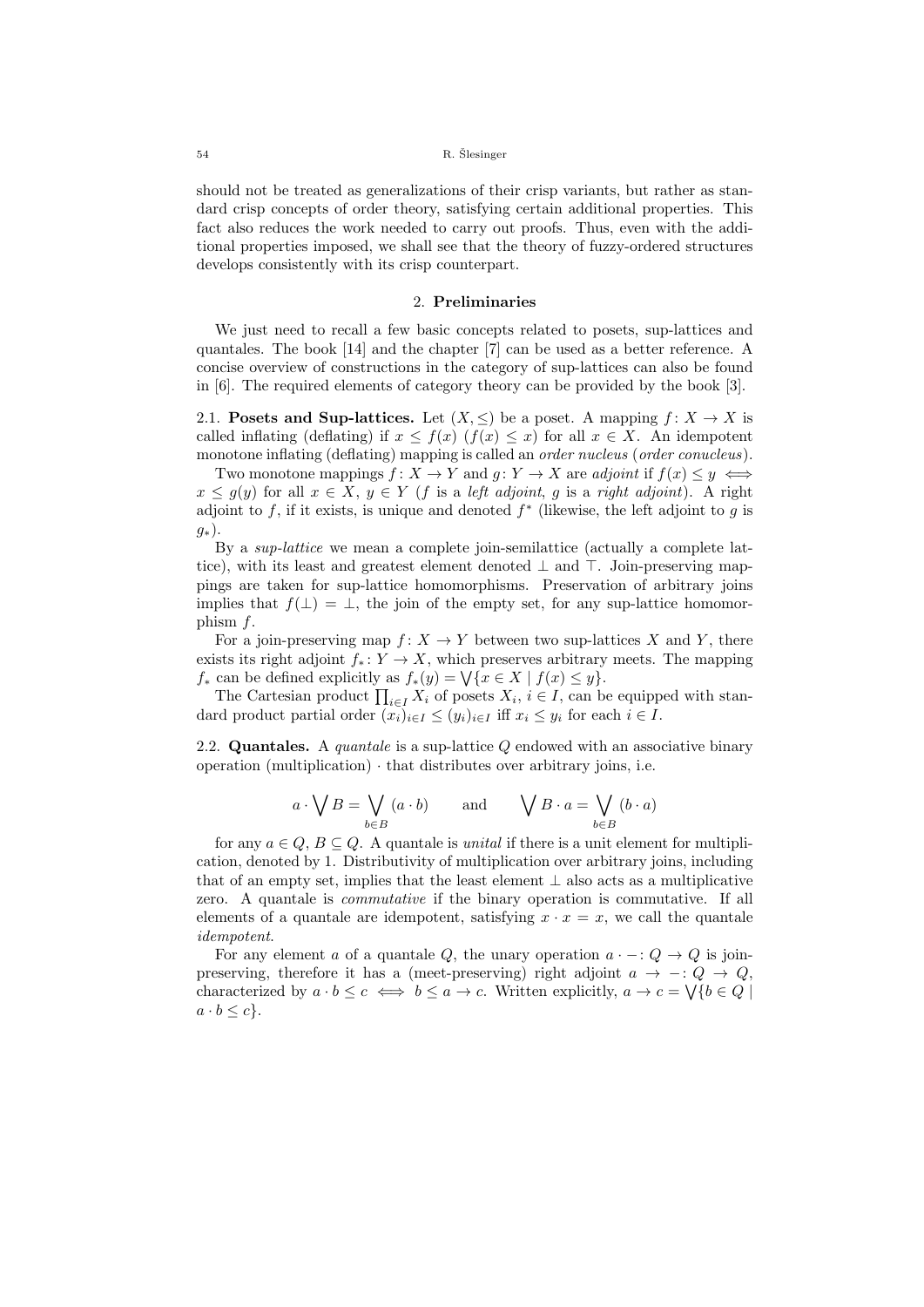should not be treated as generalizations of their crisp variants, but rather as standard crisp concepts of order theory, satisfying certain additional properties. This fact also reduces the work needed to carry out proofs. Thus, even with the additional properties imposed, we shall see that the theory of fuzzy-ordered structures develops consistently with its crisp counterpart.

## 2. Preliminaries

We just need to recall a few basic concepts related to posets, sup-lattices and quantales. The book [14] and the chapter [7] can be used as a better reference. A concise overview of constructions in the category of sup-lattices can also be found in [6]. The required elements of category theory can be provided by the book [3].

**2.1. Posets and Sup-lattices.** Let $(X, \leq)$ be a poset. A mapping $f\colon X \to X$ is called inflating (deflating) if $x \leq f(x)$ ($f(x) \leq x$) for all $x \in X$. An idempotent monotone inflating (deflating) mapping is called an *order nucleus* (*order conucleus*).

Two monotone mappings $f\colon X \to Y$ and $g\colon Y \to X$ are *adjoint* if $f(x) \leq y \iff x \leq g(y)$ for all $x \in X$, $y \in Y$ ($f$ is a *left adjoint*, $g$ is a *right adjoint*). A right adjoint to $f$, if it exists, is unique and denoted $f^*$ (likewise, the left adjoint to $g$ is $g_*$).

By a *sup-lattice* we mean a complete join-semilattice (actually a complete lattice), with its least and greatest element denoted $\bot$ and $\top$. Join-preserving mappings are taken for sup-lattice homomorphisms. Preservation of arbitrary joins implies that $f(\bot) = \bot$, the join of the empty set, for any sup-lattice homomorphism $f$.

For a join-preserving map $f\colon X \to Y$ between two sup-lattices $X$ and $Y$, there exists its right adjoint $f_*\colon Y \to X$, which preserves arbitrary meets. The mapping $f_*$ can be defined explicitly as $f_*(y) = \bigvee\{x \in X \mid f(x) \leq y\}$.

The Cartesian product $\prod_{i\in I} X_i$ of posets $X_i$, $i \in I$, can be equipped with standard product partial order $(x_i)_{i\in I} \leq (y_i)_{i\in I}$ iff $x_i \leq y_i$ for each $i \in I$.

**2.2. Quantales.** A *quantale* is a sup-lattice $Q$ endowed with an associative binary operation (multiplication) $\cdot$ that distributes over arbitrary joins, i.e.

$$a \cdot \bigvee B = \bigvee_{b\in B} (a \cdot b) \qquad \text{and} \qquad \bigvee B \cdot a = \bigvee_{b\in B} (b \cdot a)$$

for any $a \in Q$, $B \subseteq Q$. A quantale is *unital* if there is a unit element for multiplication, denoted by 1. Distributivity of multiplication over arbitrary joins, including that of an empty set, implies that the least element $\bot$ also acts as a multiplicative zero. A quantale is *commutative* if the binary operation is commutative. If all elements of a quantale are idempotent, satisfying $x \cdot x = x$, we call the quantale *idempotent*.

For any element $a$ of a quantale $Q$, the unary operation $a \cdot -\colon Q \to Q$ is join-preserving, therefore it has a (meet-preserving) right adjoint $a \to -\colon Q \to Q$, characterized by $a \cdot b \leq c \iff b \leq a \to c$. Written explicitly, $a \to c = \bigvee\{b \in Q \mid a \cdot b \leq c\}$.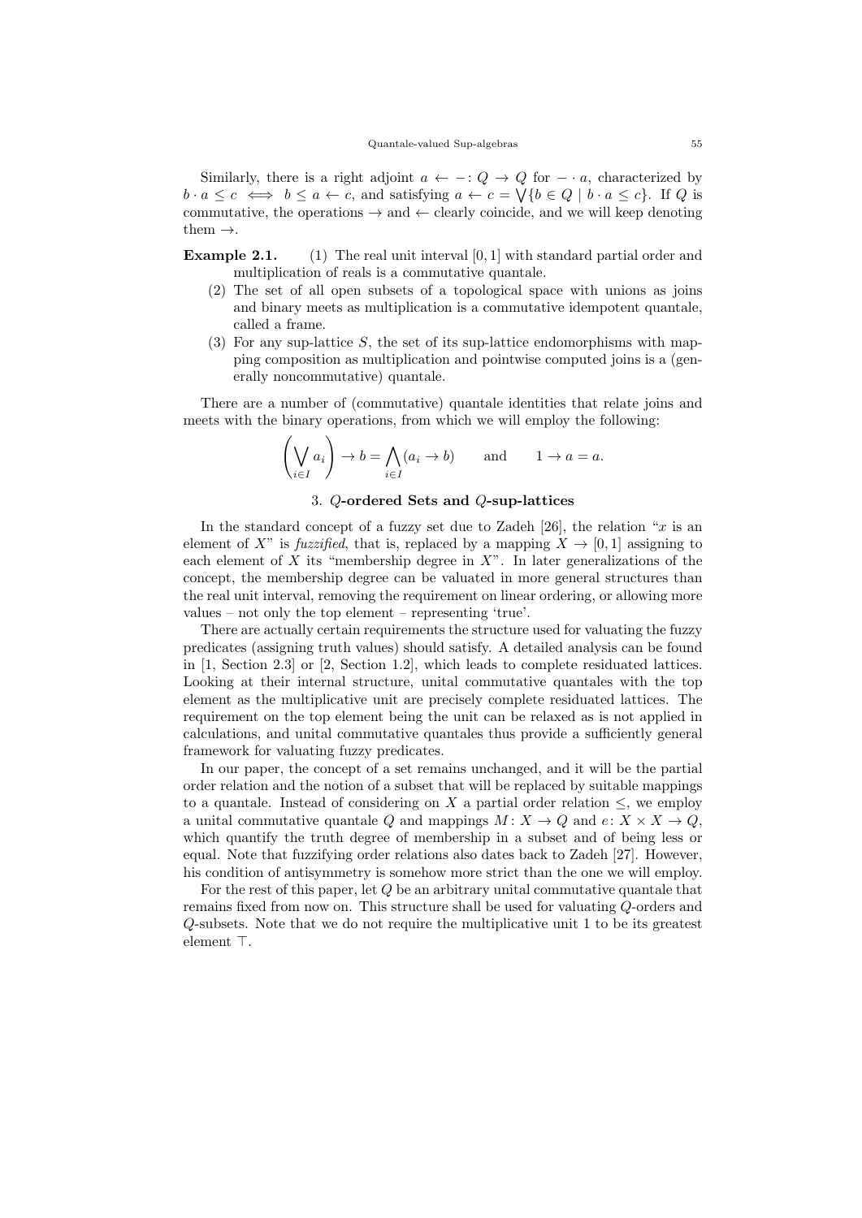Similarly, there is a right adjoint $a \leftarrow - \colon Q \to Q$ for $- \cdot a$, characterized by $b \cdot a \leq c \iff b \leq a \leftarrow c$, and satisfying $a \leftarrow c = \bigvee\{b \in Q \mid b \cdot a \leq c\}$. If $Q$ is commutative, the operations $\to$ and $\leftarrow$ clearly coincide, and we will keep denoting them $\to$.

**Example 2.1.**

1. The real unit interval $[0, 1]$ with standard partial order and multiplication of reals is a commutative quantale.
2. The set of all open subsets of a topological space with unions as joins and binary meets as multiplication is a commutative idempotent quantale, called a frame.
3. For any sup-lattice $S$, the set of its sup-lattice endomorphisms with mapping composition as multiplication and pointwise computed joins is a (generally noncommutative) quantale.

There are a number of (commutative) quantale identities that relate joins and meets with the binary operations, from which we will employ the following:

$$\left(\bigvee_{i\in I} a_i\right) \to b = \bigwedge_{i\in I}(a_i \to b) \qquad \text{and} \qquad 1 \to a = a.$$

## 3. $Q$-ordered Sets and $Q$-sup-lattices

In the standard concept of a fuzzy set due to Zadeh [26], the relation "$x$ is an element of $X$" is *fuzzified*, that is, replaced by a mapping $X \to [0, 1]$ assigning to each element of $X$ its "membership degree in $X$". In later generalizations of the concept, the membership degree can be valuated in more general structures than the real unit interval, removing the requirement on linear ordering, or allowing more values – not only the top element – representing 'true'.

There are actually certain requirements the structure used for valuating the fuzzy predicates (assigning truth values) should satisfy. A detailed analysis can be found in [1, Section 2.3] or [2, Section 1.2], which leads to complete residuated lattices. Looking at their internal structure, unital commutative quantales with the top element as the multiplicative unit are precisely complete residuated lattices. The requirement on the top element being the unit can be relaxed as is not applied in calculations, and unital commutative quantales thus provide a sufficiently general framework for valuating fuzzy predicates.

In our paper, the concept of a set remains unchanged, and it will be the partial order relation and the notion of a subset that will be replaced by suitable mappings to a quantale. Instead of considering on $X$ a partial order relation $\leq$, we employ a unital commutative quantale $Q$ and mappings $M \colon X \to Q$ and $e \colon X \times X \to Q$, which quantify the truth degree of membership in a subset and of being less or equal. Note that fuzzifying order relations also dates back to Zadeh [27]. However, his condition of antisymmetry is somehow more strict than the one we will employ.

For the rest of this paper, let $Q$ be an arbitrary unital commutative quantale that remains fixed from now on. This structure shall be used for valuating $Q$-orders and $Q$-subsets. Note that we do not require the multiplicative unit 1 to be its greatest element $\top$.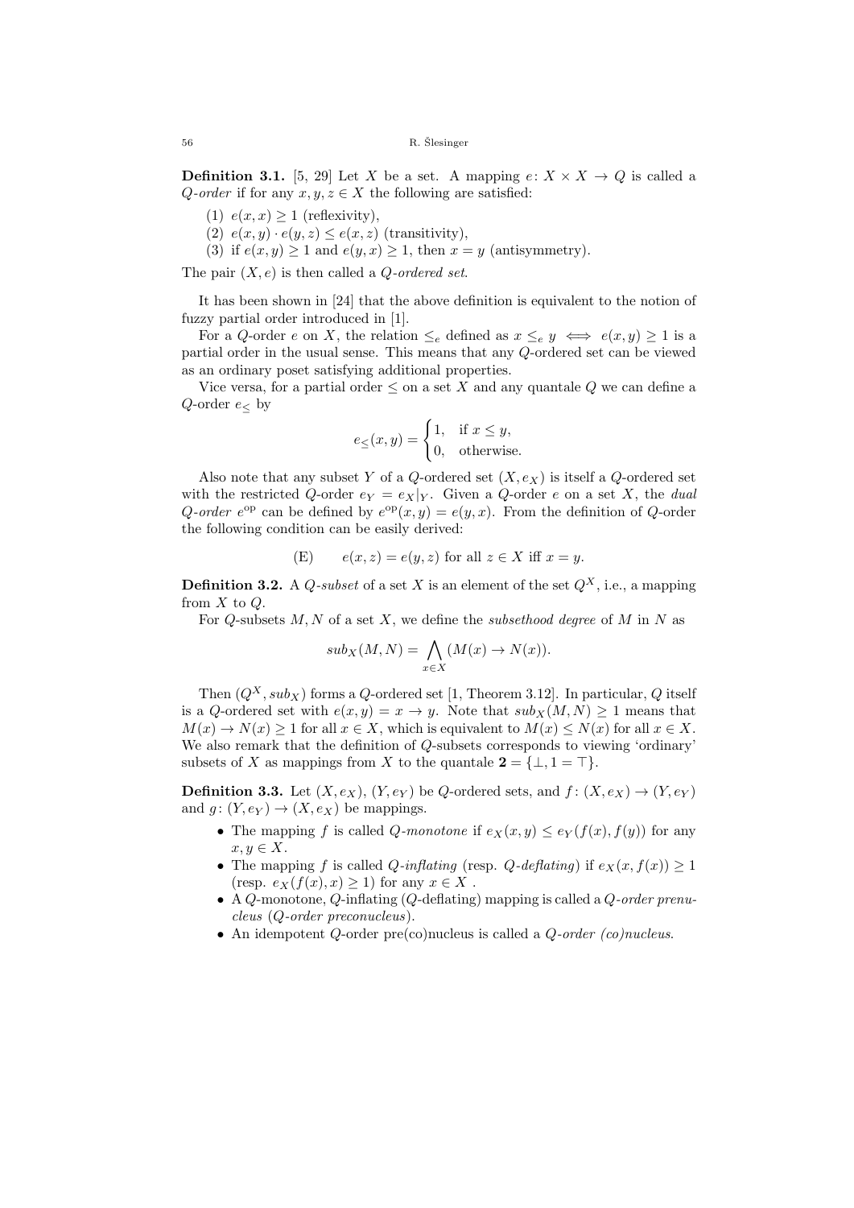**Definition 3.1.** [5, 29] Let $X$ be a set. A mapping $e\colon X \times X \to Q$ is called a *Q-order* if for any $x, y, z \in X$ the following are satisfied:

1. $e(x,x) \geq 1$ (reflexivity),
2. $e(x,y) \cdot e(y,z) \leq e(x,z)$ (transitivity),
3. if $e(x,y) \geq 1$ and $e(y,x) \geq 1$, then $x = y$ (antisymmetry).

The pair $(X, e)$ is then called a *Q-ordered set*.

It has been shown in [24] that the above definition is equivalent to the notion of fuzzy partial order introduced in [1].

For a $Q$-order $e$ on $X$, the relation $\leq_e$ defined as $x \leq_e y \iff e(x,y) \geq 1$ is a partial order in the usual sense. This means that any $Q$-ordered set can be viewed as an ordinary poset satisfying additional properties.

Vice versa, for a partial order $\leq$ on a set $X$ and any quantale $Q$ we can define a $Q$-order $e_\leq$ by

$$e_\leq(x,y) = \begin{cases} 1, & \text{if } x \leq y, \\ 0, & \text{otherwise.} \end{cases}$$

Also note that any subset $Y$ of a $Q$-ordered set $(X, e_X)$ is itself a $Q$-ordered set with the restricted $Q$-order $e_Y = e_X|_Y$. Given a $Q$-order $e$ on a set $X$, the *dual Q-order* $e^{\mathrm{op}}$ can be defined by $e^{\mathrm{op}}(x,y) = e(y,x)$. From the definition of $Q$-order the following condition can be easily derived:

$$\text{(E)} \qquad e(x,z) = e(y,z) \text{ for all } z \in X \text{ iff } x = y.$$

**Definition 3.2.** A *Q-subset* of a set $X$ is an element of the set $Q^X$, i.e., a mapping from $X$ to $Q$.

For $Q$-subsets $M, N$ of a set $X$, we define the *subsethood degree* of $M$ in $N$ as

$$sub_X(M,N) = \bigwedge_{x \in X} (M(x) \to N(x)).$$

Then $(Q^X, sub_X)$ forms a $Q$-ordered set [1, Theorem 3.12]. In particular, $Q$ itself is a $Q$-ordered set with $e(x,y) = x \to y$. Note that $sub_X(M,N) \geq 1$ means that $M(x) \to N(x) \geq 1$ for all $x \in X$, which is equivalent to $M(x) \leq N(x)$ for all $x \in X$. We also remark that the definition of $Q$-subsets corresponds to viewing 'ordinary' subsets of $X$ as mappings from $X$ to the quantale $\mathbf{2} = \{\bot, 1 = \top\}$.

**Definition 3.3.** Let $(X, e_X)$, $(Y, e_Y)$ be $Q$-ordered sets, and $f\colon (X, e_X) \to (Y, e_Y)$ and $g\colon (Y, e_Y) \to (X, e_X)$ be mappings.

- The mapping $f$ is called *Q-monotone* if $e_X(x,y) \leq e_Y(f(x), f(y))$ for any $x, y \in X$.
- The mapping $f$ is called *Q-inflating* (resp. *Q-deflating*) if $e_X(x, f(x)) \geq 1$ (resp. $e_X(f(x), x) \geq 1$) for any $x \in X$ .
- A $Q$-monotone, $Q$-inflating ($Q$-deflating) mapping is called a *Q-order prenucleus* (*Q-order preconucleus*).
- An idempotent $Q$-order pre(co)nucleus is called a *Q-order (co)nucleus*.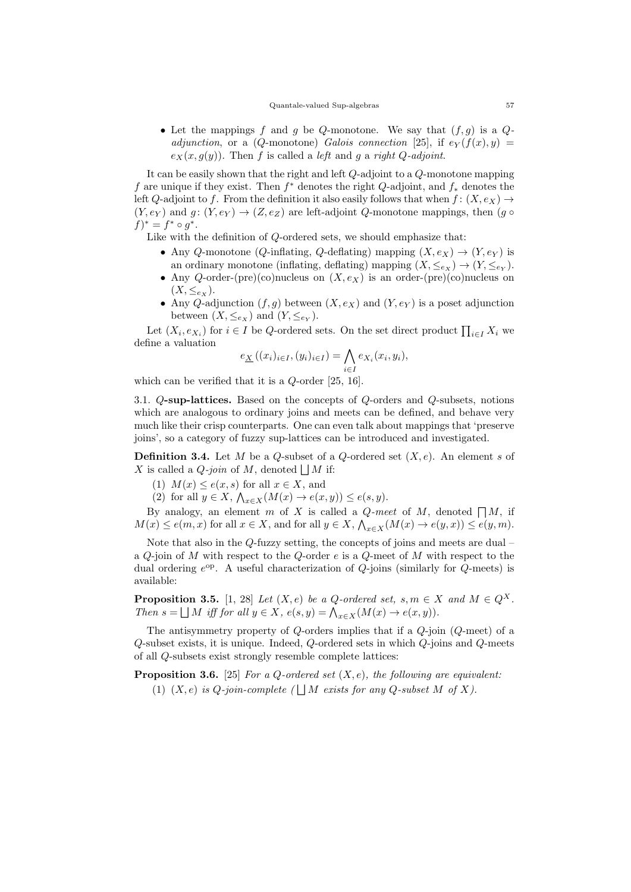- Let the mappings $f$ and $g$ be $Q$-monotone. We say that $(f, g)$ is a *$Q$-adjunction*, or a ($Q$-monotone) *Galois connection* [25], if $e_Y(f(x), y) = e_X(x, g(y))$. Then $f$ is called a *left* and $g$ a *right $Q$-adjoint*.

It can be easily shown that the right and left $Q$-adjoint to a $Q$-monotone mapping $f$ are unique if they exist. Then $f^*$ denotes the right $Q$-adjoint, and $f_*$ denotes the left $Q$-adjoint to $f$. From the definition it also easily follows that when $f\colon (X, e_X) \to (Y, e_Y)$ and $g\colon (Y, e_Y) \to (Z, e_Z)$ are left-adjoint $Q$-monotone mappings, then $(g \circ f)^* = f^* \circ g^*$.

Like with the definition of $Q$-ordered sets, we should emphasize that:

- Any $Q$-monotone ($Q$-inflating, $Q$-deflating) mapping $(X, e_X) \to (Y, e_Y)$ is an ordinary monotone (inflating, deflating) mapping $(X, \leq_{e_X}) \to (Y, \leq_{e_Y})$.
- Any $Q$-order-(pre)(co)nucleus on $(X, e_X)$ is an order-(pre)(co)nucleus on $(X, \leq_{e_X})$.
- Any $Q$-adjunction $(f, g)$ between $(X, e_X)$ and $(Y, e_Y)$ is a poset adjunction between $(X, \leq_{e_X})$ and $(Y, \leq_{e_Y})$.

Let $(X_i, e_{X_i})$ for $i \in I$ be $Q$-ordered sets. On the set direct product $\prod_{i\in I} X_i$ we define a valuation

$$e_{\underline{X}}\left((x_i)_{i\in I}, (y_i)_{i\in I}\right) = \bigwedge_{i\in I} e_{X_i}(x_i, y_i),$$

which can be verified that it is a $Q$-order [25, 16].

3.1. **$Q$-sup-lattices.** Based on the concepts of $Q$-orders and $Q$-subsets, notions which are analogous to ordinary joins and meets can be defined, and behave very much like their crisp counterparts. One can even talk about mappings that 'preserve joins', so a category of fuzzy sup-lattices can be introduced and investigated.

**Definition 3.4.** Let $M$ be a $Q$-subset of a $Q$-ordered set $(X, e)$. An element $s$ of $X$ is called a *$Q$-join* of $M$, denoted $\bigsqcup M$ if:

(1) $M(x) \leq e(x, s)$ for all $x \in X$, and
(2) for all $y \in X$, $\bigwedge_{x\in X}(M(x) \to e(x, y)) \leq e(s, y)$.

By analogy, an element $m$ of $X$ is called a *$Q$-meet* of $M$, denoted $\bigsqcap M$, if $M(x) \leq e(m, x)$ for all $x \in X$, and for all $y \in X$, $\bigwedge_{x\in X}(M(x) \to e(y, x)) \leq e(y, m)$.

Note that also in the $Q$-fuzzy setting, the concepts of joins and meets are dual – a $Q$-join of $M$ with respect to the $Q$-order $e$ is a $Q$-meet of $M$ with respect to the dual ordering $e^{\mathrm{op}}$. A useful characterization of $Q$-joins (similarly for $Q$-meets) is available:

**Proposition 3.5.** [1, 28] *Let $(X, e)$ be a $Q$-ordered set, $s, m \in X$ and $M \in Q^X$. Then $s = \bigsqcup M$ iff for all $y \in X$, $e(s, y) = \bigwedge_{x\in X}(M(x) \to e(x, y))$.*

The antisymmetry property of $Q$-orders implies that if a $Q$-join ($Q$-meet) of a $Q$-subset exists, it is unique. Indeed, $Q$-ordered sets in which $Q$-joins and $Q$-meets of all $Q$-subsets exist strongly resemble complete lattices:

**Proposition 3.6.** [25] *For a $Q$-ordered set $(X, e)$, the following are equivalent:*

(1) *$(X, e)$ is $Q$-join-complete ($\bigsqcup M$ exists for any $Q$-subset $M$ of $X$).*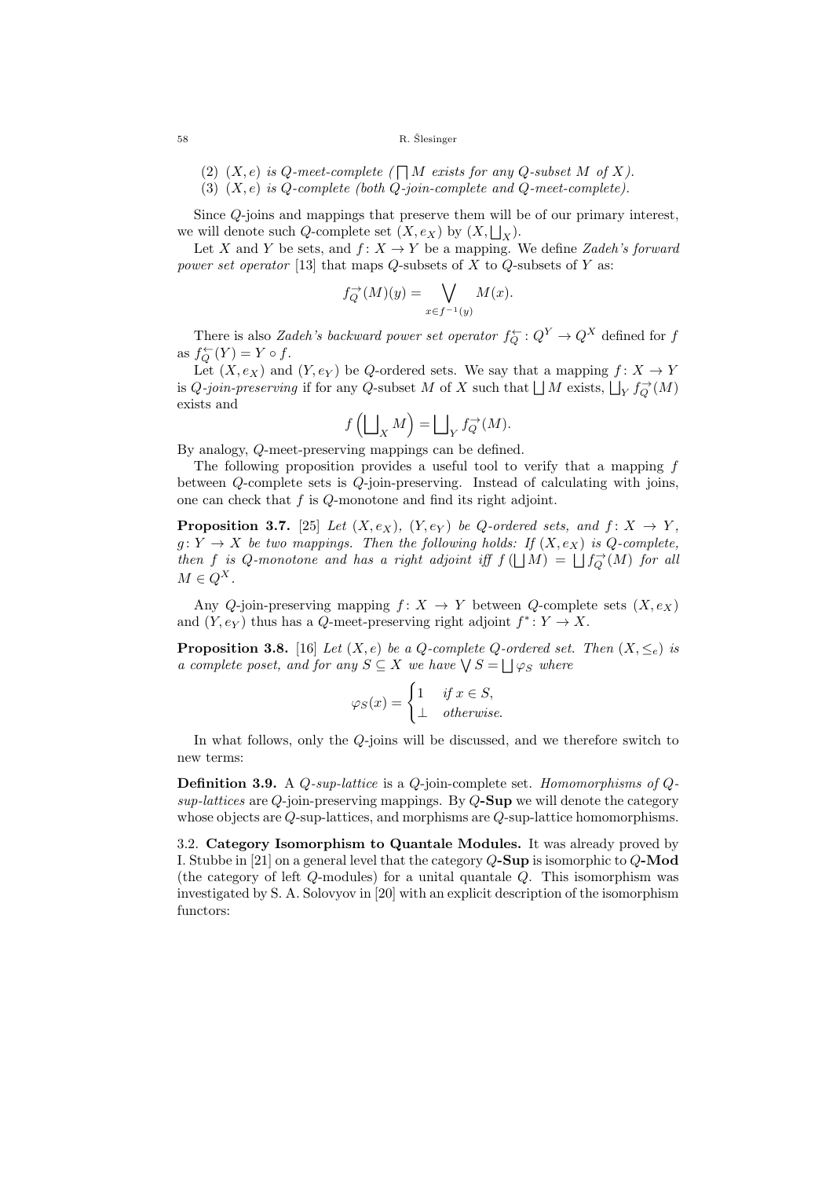(2) $(X, e)$ *is Q-meet-complete* ($\bigsqcap M$ *exists for any Q-subset M of X*).

(3) $(X, e)$ *is Q-complete (both Q-join-complete and Q-meet-complete).*

Since $Q$-joins and mappings that preserve them will be of our primary interest, we will denote such $Q$-complete set $(X, e_X)$ by $(X, \bigsqcup_X)$.

Let $X$ and $Y$ be sets, and $f: X \to Y$ be a mapping. We define *Zadeh's forward power set operator* [13] that maps $Q$-subsets of $X$ to $Q$-subsets of $Y$ as:

$$f_Q^{\rightarrow}(M)(y) = \bigvee_{x \in f^{-1}(y)} M(x).$$

There is also *Zadeh's backward power set operator* $f_Q^{\leftarrow}: Q^Y \to Q^X$ defined for $f$ as $f_Q^{\leftarrow}(Y) = Y \circ f$.

Let $(X, e_X)$ and $(Y, e_Y)$ be $Q$-ordered sets. We say that a mapping $f: X \to Y$ is *Q-join-preserving* if for any $Q$-subset $M$ of $X$ such that $\bigsqcup M$ exists, $\bigsqcup_Y f_Q^{\rightarrow}(M)$ exists and

$$f\left(\bigsqcup\nolimits_X M\right) = \bigsqcup\nolimits_Y f_Q^{\rightarrow}(M).$$

By analogy, $Q$-meet-preserving mappings can be defined.

The following proposition provides a useful tool to verify that a mapping $f$ between $Q$-complete sets is $Q$-join-preserving. Instead of calculating with joins, one can check that $f$ is $Q$-monotone and find its right adjoint.

**Proposition 3.7.** [25] *Let $(X, e_X)$, $(Y, e_Y)$ be Q-ordered sets, and $f: X \to Y$, $g: Y \to X$ be two mappings. Then the following holds: If $(X, e_X)$ is Q-complete, then f is Q-monotone and has a right adjoint iff $f(\bigsqcup M) = \bigsqcup f_Q^{\rightarrow}(M)$ for all $M \in Q^X$.*

Any $Q$-join-preserving mapping $f: X \to Y$ between $Q$-complete sets $(X, e_X)$ and $(Y, e_Y)$ thus has a $Q$-meet-preserving right adjoint $f^*: Y \to X$.

**Proposition 3.8.** [16] *Let $(X, e)$ be a Q-complete Q-ordered set. Then $(X, \leq_e)$ is a complete poset, and for any $S \subseteq X$ we have $\bigvee S = \bigsqcup \varphi_S$ where*

$$\varphi_S(x) = \begin{cases} 1 & \text{if } x \in S, \\ \bot & \text{otherwise.} \end{cases}$$

In what follows, only the $Q$-joins will be discussed, and we therefore switch to new terms:

**Definition 3.9.** A *Q-sup-lattice* is a $Q$-join-complete set. *Homomorphisms of Q-sup-lattices* are $Q$-join-preserving mappings. By $Q$-**Sup** we will denote the category whose objects are $Q$-sup-lattices, and morphisms are $Q$-sup-lattice homomorphisms.

3.2. **Category Isomorphism to Quantale Modules.** It was already proved by I. Stubbe in [21] on a general level that the category $Q$-**Sup** is isomorphic to $Q$-**Mod** (the category of left $Q$-modules) for a unital quantale $Q$. This isomorphism was investigated by S. A. Solovyov in [20] with an explicit description of the isomorphism functors: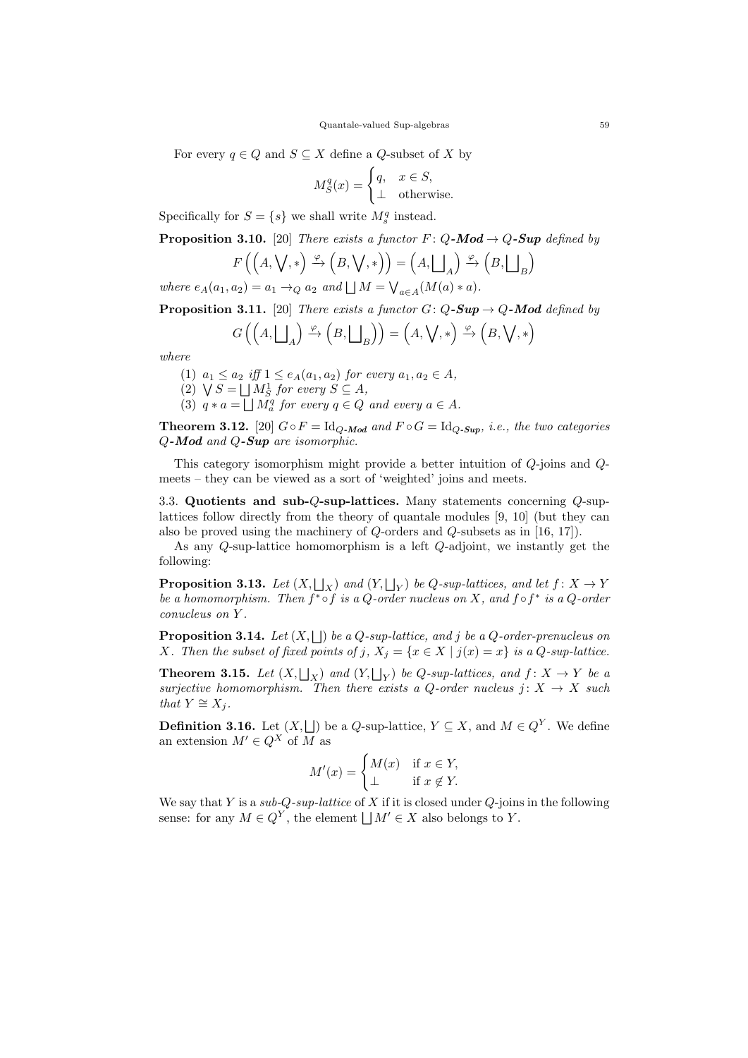For every $q \in Q$ and $S \subseteq X$ define a $Q$-subset of $X$ by

$$M_S^q(x) = \begin{cases} q, & x \in S, \\ \perp & \text{otherwise.} \end{cases}$$

Specifically for $S = \{s\}$ we shall write $M_s^q$ instead.

**Proposition 3.10.** [20] *There exists a functor $F\colon Q\text{-}\boldsymbol{Mod} \to Q\text{-}\boldsymbol{Sup}$ defined by*

$$F\left(\left(A, \bigvee, *\right) \xrightarrow{\varphi} \left(B, \bigvee, *\right)\right) = \left(A, \bigsqcup\nolimits_A\right) \xrightarrow{\varphi} \left(B, \bigsqcup\nolimits_B\right)$$

*where $e_A(a_1, a_2) = a_1 \to_Q a_2$ and $\bigsqcup M = \bigvee_{a \in A}(M(a) * a)$.*

**Proposition 3.11.** [20] *There exists a functor $G\colon Q\text{-}\boldsymbol{Sup} \to Q\text{-}\boldsymbol{Mod}$ defined by*

$$G\left(\left(A, \bigsqcup\nolimits_A\right) \xrightarrow{\varphi} \left(B, \bigsqcup\nolimits_B\right)\right) = \left(A, \bigvee, *\right) \xrightarrow{\varphi} \left(B, \bigvee, *\right)$$

*where*

1. *$a_1 \leq a_2$ iff $1 \leq e_A(a_1, a_2)$ for every $a_1, a_2 \in A$,*
2. *$\bigvee S = \bigsqcup M_S^1$ for every $S \subseteq A$,*
3. *$q * a = \bigsqcup M_a^q$ for every $q \in Q$ and every $a \in A$.*

**Theorem 3.12.** [20] *$G \circ F = \mathrm{Id}_{Q\text{-}\boldsymbol{Mod}}$ and $F \circ G = \mathrm{Id}_{Q\text{-}\boldsymbol{Sup}}$, i.e., the two categories $Q$-$\boldsymbol{Mod}$ and $Q$-$\boldsymbol{Sup}$ are isomorphic.*

This category isomorphism might provide a better intuition of $Q$-joins and $Q$-meets – they can be viewed as a sort of 'weighted' joins and meets.

3.3. **Quotients and sub-$Q$-sup-lattices.** Many statements concerning $Q$-sup-lattices follow directly from the theory of quantale modules [9, 10] (but they can also be proved using the machinery of $Q$-orders and $Q$-subsets as in [16, 17]).

As any $Q$-sup-lattice homomorphism is a left $Q$-adjoint, we instantly get the following:

**Proposition 3.13.** *Let $(X, \bigsqcup_X)$ and $(Y, \bigsqcup_Y)$ be $Q$-sup-lattices, and let $f\colon X \to Y$ be a homomorphism. Then $f^* \circ f$ is a $Q$-order nucleus on $X$, and $f \circ f^*$ is a $Q$-order conucleus on $Y$.*

**Proposition 3.14.** *Let $(X, \bigsqcup)$ be a $Q$-sup-lattice, and $j$ be a $Q$-order-prenucleus on $X$. Then the subset of fixed points of $j$, $X_j = \{x \in X \mid j(x) = x\}$ is a $Q$-sup-lattice.*

**Theorem 3.15.** *Let $(X, \bigsqcup_X)$ and $(Y, \bigsqcup_Y)$ be $Q$-sup-lattices, and $f\colon X \to Y$ be a surjective homomorphism. Then there exists a $Q$-order nucleus $j\colon X \to X$ such that $Y \cong X_j$.*

**Definition 3.16.** Let $(X, \bigsqcup)$ be a $Q$-sup-lattice, $Y \subseteq X$, and $M \in Q^Y$. We define an extension $M' \in Q^X$ of $M$ as

$$M'(x) = \begin{cases} M(x) & \text{if } x \in Y, \\ \perp & \text{if } x \notin Y. \end{cases}$$

We say that $Y$ is a *sub-$Q$-sup-lattice* of $X$ if it is closed under $Q$-joins in the following sense: for any $M \in Q^Y$, the element $\bigsqcup M' \in X$ also belongs to $Y$.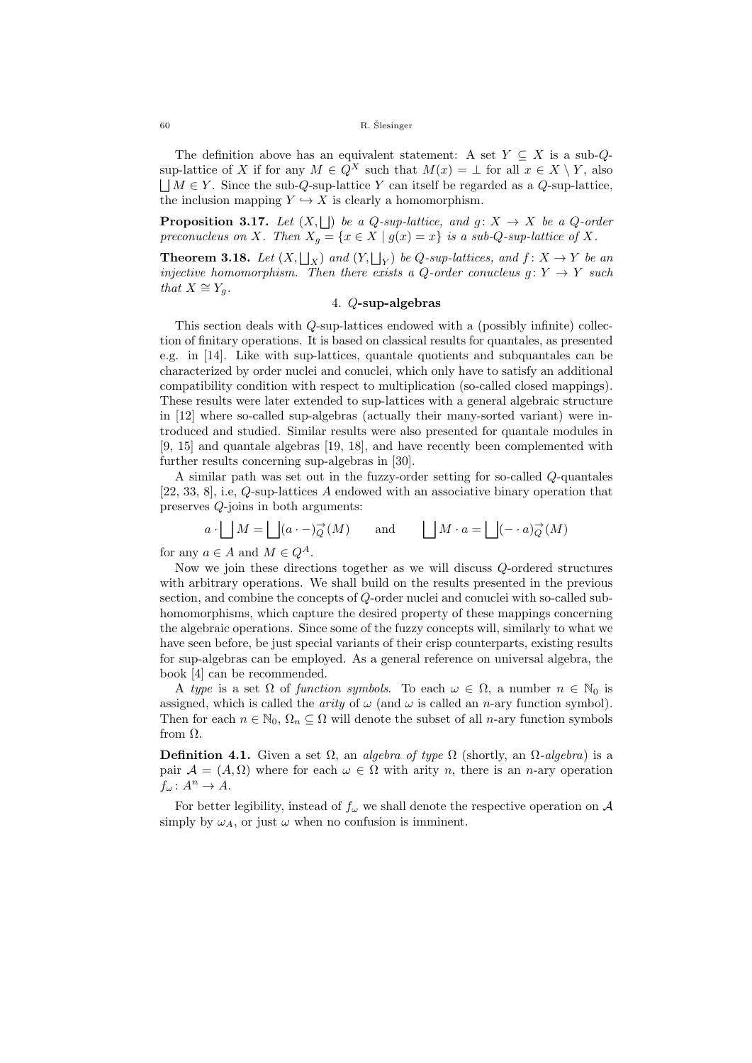The definition above has an equivalent statement: A set $Y \subseteq X$ is a sub-$Q$-sup-lattice of $X$ if for any $M \in Q^X$ such that $M(x) = \bot$ for all $x \in X \setminus Y$, also $\bigsqcup M \in Y$. Since the sub-$Q$-sup-lattice $Y$ can itself be regarded as a $Q$-sup-lattice, the inclusion mapping $Y \hookrightarrow X$ is clearly a homomorphism.

**Proposition 3.17.** *Let $(X, \bigsqcup)$ be a $Q$-sup-lattice, and $g \colon X \to X$ be a $Q$-order preconucleus on $X$. Then $X_g = \{x \in X \mid g(x) = x\}$ is a sub-$Q$-sup-lattice of $X$.*

**Theorem 3.18.** *Let $(X, \bigsqcup_X)$ and $(Y, \bigsqcup_Y)$ be $Q$-sup-lattices, and $f \colon X \to Y$ be an injective homomorphism. Then there exists a $Q$-order conucleus $g \colon Y \to Y$ such that $X \cong Y_g$.*

## 4. $Q$-sup-algebras

This section deals with $Q$-sup-lattices endowed with a (possibly infinite) collection of finitary operations. It is based on classical results for quantales, as presented e.g. in [14]. Like with sup-lattices, quantale quotients and subquantales can be characterized by order nuclei and conuclei, which only have to satisfy an additional compatibility condition with respect to multiplication (so-called closed mappings). These results were later extended to sup-lattices with a general algebraic structure in [12] where so-called sup-algebras (actually their many-sorted variant) were introduced and studied. Similar results were also presented for quantale modules in [9, 15] and quantale algebras [19, 18], and have recently been complemented with further results concerning sup-algebras in [30].

A similar path was set out in the fuzzy-order setting for so-called $Q$-quantales [22, 33, 8], i.e, $Q$-sup-lattices $A$ endowed with an associative binary operation that preserves $Q$-joins in both arguments:

$$a \cdot \bigsqcup M = \bigsqcup (a \cdot -)^{\rightarrow}_Q(M) \qquad \text{and} \qquad \bigsqcup M \cdot a = \bigsqcup (- \cdot a)^{\rightarrow}_Q(M)$$

for any $a \in A$ and $M \in Q^A$.

Now we join these directions together as we will discuss $Q$-ordered structures with arbitrary operations. We shall build on the results presented in the previous section, and combine the concepts of $Q$-order nuclei and conuclei with so-called sub-homomorphisms, which capture the desired property of these mappings concerning the algebraic operations. Since some of the fuzzy concepts will, similarly to what we have seen before, be just special variants of their crisp counterparts, existing results for sup-algebras can be employed. As a general reference on universal algebra, the book [4] can be recommended.

A *type* is a set $\Omega$ of *function symbols*. To each $\omega \in \Omega$, a number $n \in \mathbb{N}_0$ is assigned, which is called the *arity* of $\omega$ (and $\omega$ is called an $n$-ary function symbol). Then for each $n \in \mathbb{N}_0$, $\Omega_n \subseteq \Omega$ will denote the subset of all $n$-ary function symbols from $\Omega$.

**Definition 4.1.** Given a set $\Omega$, an *algebra of type* $\Omega$ (shortly, an $\Omega$-*algebra*) is a pair $\mathcal{A} = (A, \Omega)$ where for each $\omega \in \Omega$ with arity $n$, there is an $n$-ary operation $f_\omega \colon A^n \to A$.

For better legibility, instead of $f_\omega$ we shall denote the respective operation on $\mathcal{A}$ simply by $\omega_A$, or just $\omega$ when no confusion is imminent.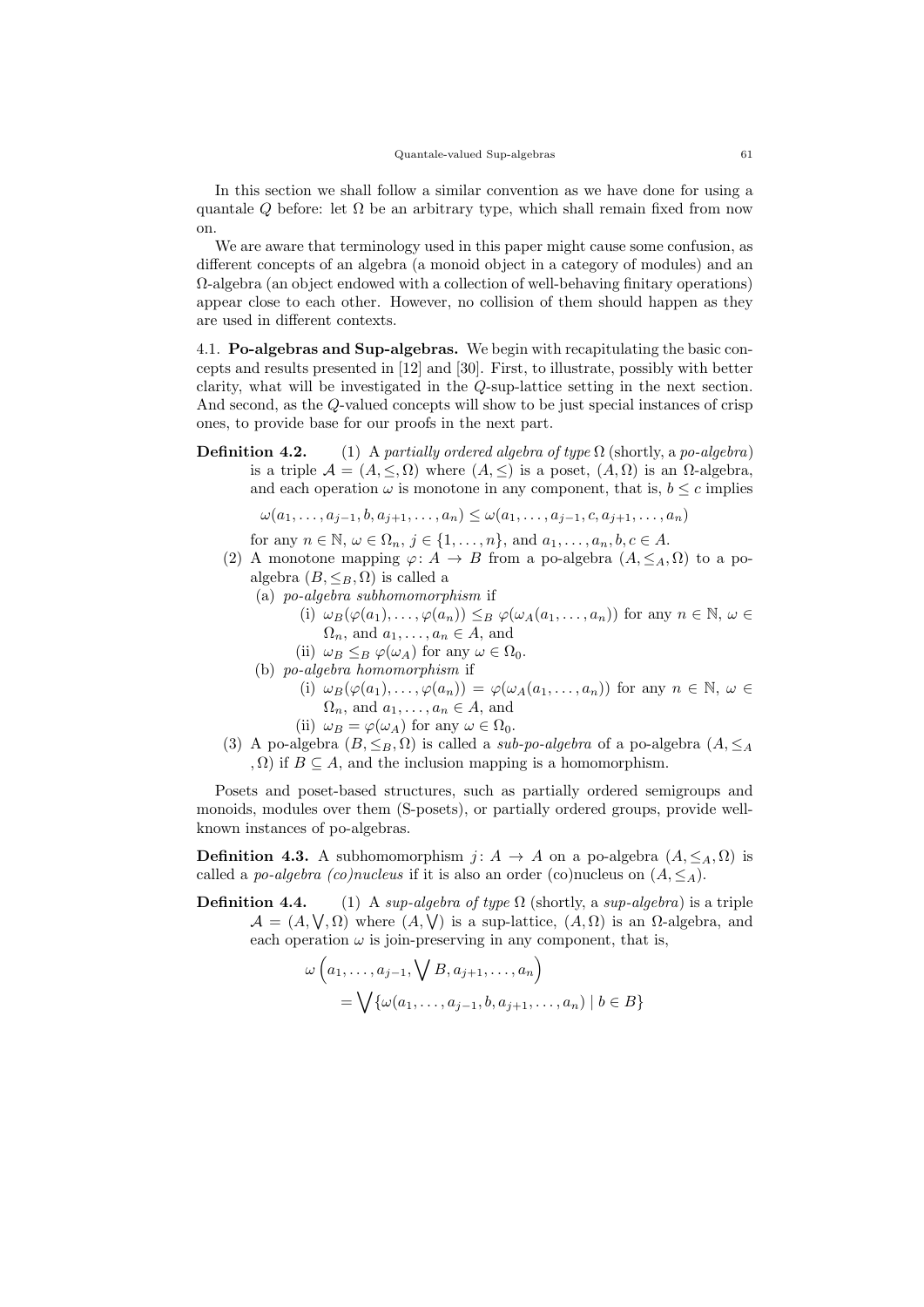In this section we shall follow a similar convention as we have done for using a quantale $Q$ before: let $\Omega$ be an arbitrary type, which shall remain fixed from now on.

We are aware that terminology used in this paper might cause some confusion, as different concepts of an algebra (a monoid object in a category of modules) and an $\Omega$-algebra (an object endowed with a collection of well-behaving finitary operations) appear close to each other. However, no collision of them should happen as they are used in different contexts.

4.1. **Po-algebras and Sup-algebras.** We begin with recapitulating the basic concepts and results presented in [12] and [30]. First, to illustrate, possibly with better clarity, what will be investigated in the $Q$-sup-lattice setting in the next section. And second, as the $Q$-valued concepts will show to be just special instances of crisp ones, to provide base for our proofs in the next part.

**Definition 4.2.** (1) A *partially ordered algebra of type* $\Omega$ (shortly, a *po-algebra*) is a triple $\mathcal{A} = (A, \leq, \Omega)$ where $(A, \leq)$ is a poset, $(A, \Omega)$ is an $\Omega$-algebra, and each operation $\omega$ is monotone in any component, that is, $b \leq c$ implies

$$\omega(a_1, \ldots, a_{j-1}, b, a_{j+1}, \ldots, a_n) \leq \omega(a_1, \ldots, a_{j-1}, c, a_{j+1}, \ldots, a_n)$$

for any $n \in \mathbb{N}$, $\omega \in \Omega_n$, $j \in \{1, \ldots, n\}$, and $a_1, \ldots, a_n, b, c \in A$.

(2) A monotone mapping $\varphi\colon A \to B$ from a po-algebra $(A, \leq_A, \Omega)$ to a po-algebra $(B, \leq_B, \Omega)$ is called a
  - (a) *po-algebra subhomomorphism* if
    - (i) $\omega_B(\varphi(a_1), \ldots, \varphi(a_n)) \leq_B \varphi(\omega_A(a_1, \ldots, a_n))$ for any $n \in \mathbb{N}$, $\omega \in \Omega_n$, and $a_1, \ldots, a_n \in A$, and
    - (ii) $\omega_B \leq_B \varphi(\omega_A)$ for any $\omega \in \Omega_0$.
  - (b) *po-algebra homomorphism* if
    - (i) $\omega_B(\varphi(a_1), \ldots, \varphi(a_n)) = \varphi(\omega_A(a_1, \ldots, a_n))$ for any $n \in \mathbb{N}$, $\omega \in \Omega_n$, and $a_1, \ldots, a_n \in A$, and
    - (ii) $\omega_B = \varphi(\omega_A)$ for any $\omega \in \Omega_0$.

(3) A po-algebra $(B, \leq_B, \Omega)$ is called a *sub-po-algebra* of a po-algebra $(A, \leq_A, \Omega)$ if $B \subseteq A$, and the inclusion mapping is a homomorphism.

Posets and poset-based structures, such as partially ordered semigroups and monoids, modules over them (S-posets), or partially ordered groups, provide well-known instances of po-algebras.

**Definition 4.3.** A subhomomorphism $j\colon A \to A$ on a po-algebra $(A, \leq_A, \Omega)$ is called a *po-algebra (co)nucleus* if it is also an order (co)nucleus on $(A, \leq_A)$.

**Definition 4.4.** (1) A *sup-algebra of type* $\Omega$ (shortly, a *sup-algebra*) is a triple $\mathcal{A} = (A, \bigvee, \Omega)$ where $(A, \bigvee)$ is a sup-lattice, $(A, \Omega)$ is an $\Omega$-algebra, and each operation $\omega$ is join-preserving in any component, that is,

$$\omega\left(a_1, \ldots, a_{j-1}, \bigvee B, a_{j+1}, \ldots, a_n\right) = \bigvee \{\omega(a_1, \ldots, a_{j-1}, b, a_{j+1}, \ldots, a_n) \mid b \in B\}$$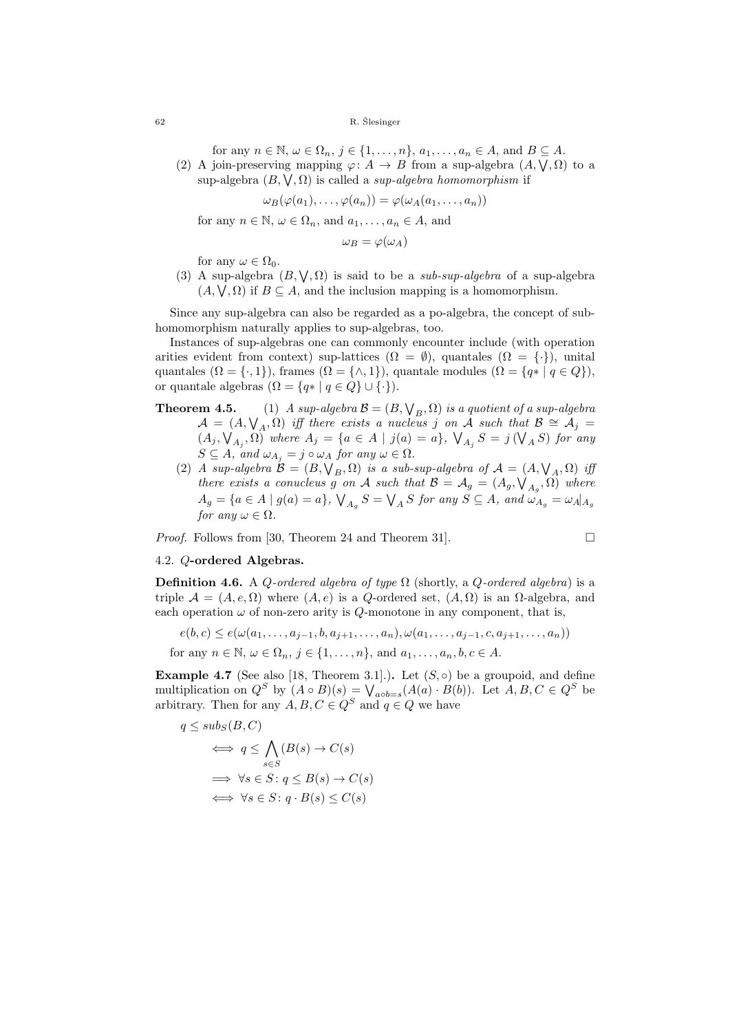for any $n \in \mathbb{N}$, $\omega \in \Omega_n$, $j \in \{1, \ldots, n\}$, $a_1, \ldots, a_n \in A$, and $B \subseteq A$.

(2) A join-preserving mapping $\varphi\colon A \to B$ from a sup-algebra $(A, \bigvee, \Omega)$ to a sup-algebra $(B, \bigvee, \Omega)$ is called a *sup-algebra homomorphism* if

$$\omega_B(\varphi(a_1), \ldots, \varphi(a_n)) = \varphi(\omega_A(a_1, \ldots, a_n))$$

for any $n \in \mathbb{N}$, $\omega \in \Omega_n$, and $a_1, \ldots, a_n \in A$, and

$$\omega_B = \varphi(\omega_A)$$

for any $\omega \in \Omega_0$.

(3) A sup-algebra $(B, \bigvee, \Omega)$ is said to be a *sub-sup-algebra* of a sup-algebra $(A, \bigvee, \Omega)$ if $B \subseteq A$, and the inclusion mapping is a homomorphism.

Since any sup-algebra can also be regarded as a po-algebra, the concept of sub-homomorphism naturally applies to sup-algebras, too.

Instances of sup-algebras one can commonly encounter include (with operation arities evident from context) sup-lattices ($\Omega = \emptyset$), quantales ($\Omega = \{\cdot\}$), unital quantales ($\Omega = \{\cdot, 1\}$), frames ($\Omega = \{\wedge, 1\}$), quantale modules ($\Omega = \{q* \mid q \in Q\}$), or quantale algebras ($\Omega = \{q* \mid q \in Q\} \cup \{\cdot\}$).

**Theorem 4.5.** (1) *A sup-algebra $\mathcal{B} = (B, \bigvee_B, \Omega)$ is a quotient of a sup-algebra $\mathcal{A} = (A, \bigvee_A, \Omega)$ iff there exists a nucleus $j$ on $\mathcal{A}$ such that $\mathcal{B} \cong \mathcal{A}_j = (A_j, \bigvee_{A_j}, \Omega)$ where $A_j = \{a \in A \mid j(a) = a\}$, $\bigvee_{A_j} S = j\left(\bigvee_A S\right)$ for any $S \subseteq A$, and $\omega_{A_j} = j \circ \omega_A$ for any $\omega \in \Omega$.*

(2) *A sup-algebra $\mathcal{B} = (B, \bigvee_B, \Omega)$ is a sub-sup-algebra of $\mathcal{A} = (A, \bigvee_A, \Omega)$ iff there exists a conucleus $g$ on $\mathcal{A}$ such that $\mathcal{B} = \mathcal{A}_g = (A_g, \bigvee_{A_g}, \Omega)$ where $A_g = \{a \in A \mid g(a) = a\}$, $\bigvee_{A_g} S = \bigvee_A S$ for any $S \subseteq A$, and $\omega_{A_g} = \omega_A|_{A_g}$ for any $\omega \in \Omega$.*

*Proof.* Follows from [30, Theorem 24 and Theorem 31]. □

### 4.2. $Q$-ordered Algebras.

**Definition 4.6.** A *$Q$-ordered algebra of type $\Omega$* (shortly, a *$Q$-ordered algebra*) is a triple $\mathcal{A} = (A, e, \Omega)$ where $(A, e)$ is a $Q$-ordered set, $(A, \Omega)$ is an $\Omega$-algebra, and each operation $\omega$ of non-zero arity is $Q$-monotone in any component, that is,

$$e(b, c) \leq e(\omega(a_1, \ldots, a_{j-1}, b, a_{j+1}, \ldots, a_n), \omega(a_1, \ldots, a_{j-1}, c, a_{j+1}, \ldots, a_n))$$

for any $n \in \mathbb{N}$, $\omega \in \Omega_n$, $j \in \{1, \ldots, n\}$, and $a_1, \ldots, a_n, b, c \in A$.

**Example 4.7** (See also [18, Theorem 3.1].)**.** Let $(S, \circ)$ be a groupoid, and define multiplication on $Q^S$ by $(A \circ B)(s) = \bigvee_{a \circ b = s}(A(a) \cdot B(b))$. Let $A, B, C \in Q^S$ be arbitrary. Then for any $A, B, C \in Q^S$ and $q \in Q$ we have

$$\begin{aligned}
q &\leq sub_S(B, C) \\
&\iff q \leq \bigwedge_{s \in S} (B(s) \to C(s)) \\
&\implies \forall s \in S\colon q \leq B(s) \to C(s) \\
&\iff \forall s \in S\colon q \cdot B(s) \leq C(s)
\end{aligned}$$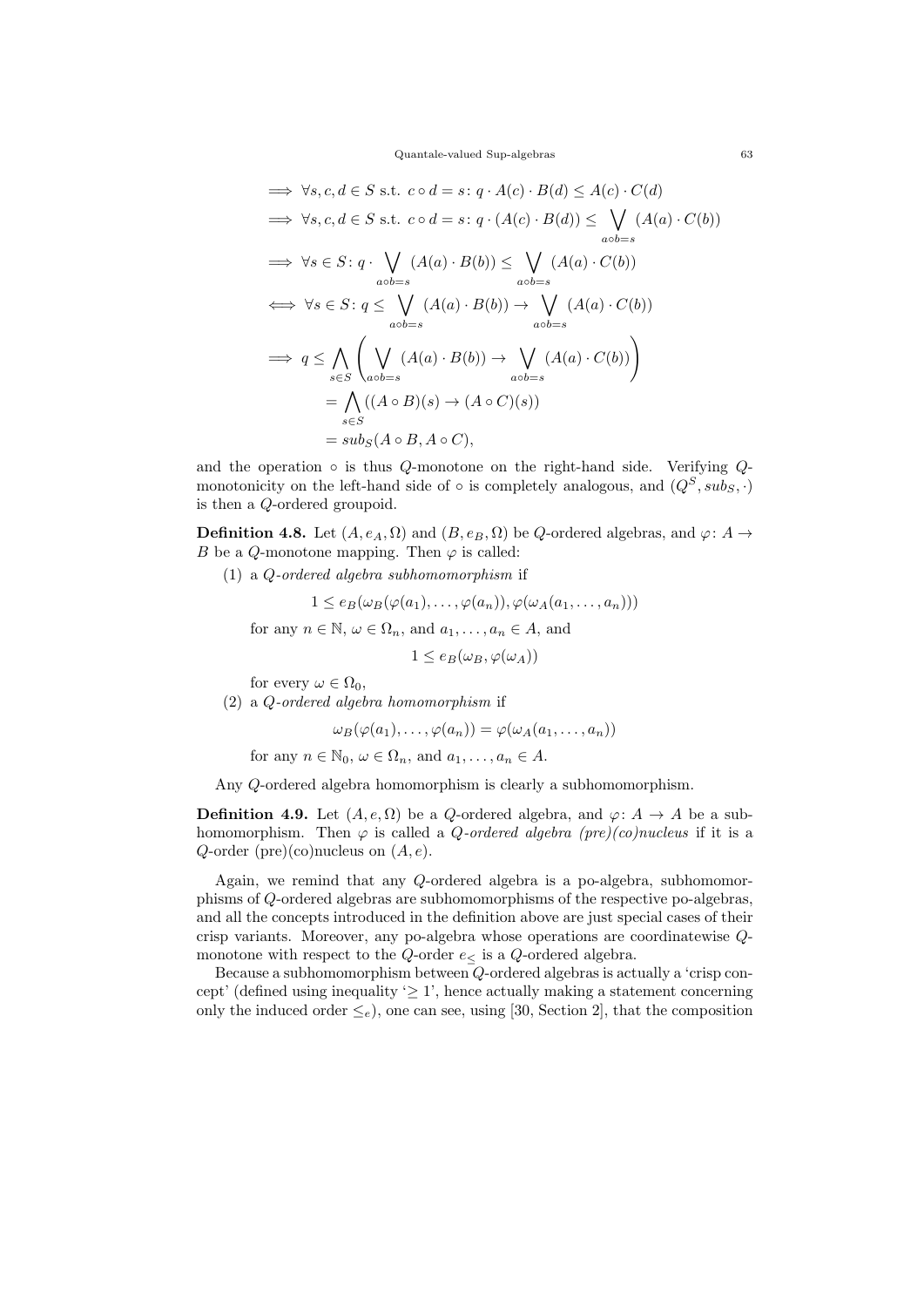$$
\begin{aligned}
&\implies \forall s, c, d \in S \text{ s.t. } c \circ d = s \colon q \cdot A(c) \cdot B(d) \leq A(c) \cdot C(d) \\
&\implies \forall s, c, d \in S \text{ s.t. } c \circ d = s \colon q \cdot (A(c) \cdot B(d)) \leq \bigvee_{a \circ b = s} (A(a) \cdot C(b)) \\
&\implies \forall s \in S \colon q \cdot \bigvee_{a \circ b = s} (A(a) \cdot B(b)) \leq \bigvee_{a \circ b = s} (A(a) \cdot C(b)) \\
&\iff \forall s \in S \colon q \leq \bigvee_{a \circ b = s} (A(a) \cdot B(b)) \to \bigvee_{a \circ b = s} (A(a) \cdot C(b)) \\
&\implies q \leq \bigwedge_{s \in S} \left( \bigvee_{a \circ b = s} (A(a) \cdot B(b)) \to \bigvee_{a \circ b = s} (A(a) \cdot C(b)) \right) \\
&\qquad = \bigwedge_{s \in S} ((A \circ B)(s) \to (A \circ C)(s)) \\
&\qquad = sub_S(A \circ B, A \circ C),
\end{aligned}
$$

and the operation $\circ$ is thus $Q$-monotone on the right-hand side. Verifying $Q$-monotonicity on the left-hand side of $\circ$ is completely analogous, and $(Q^S, sub_S, \cdot)$ is then a $Q$-ordered groupoid.

**Definition 4.8.** Let $(A, e_A, \Omega)$ and $(B, e_B, \Omega)$ be $Q$-ordered algebras, and $\varphi\colon A \to B$ be a $Q$-monotone mapping. Then $\varphi$ is called:

(1) a *$Q$-ordered algebra subhomomorphism* if

$$1 \leq e_B(\omega_B(\varphi(a_1), \ldots, \varphi(a_n)), \varphi(\omega_A(a_1, \ldots, a_n)))$$

for any $n \in \mathbb{N}$, $\omega \in \Omega_n$, and $a_1, \ldots, a_n \in A$, and

$$1 \leq e_B(\omega_B, \varphi(\omega_A))$$

for every $\omega \in \Omega_0$,

(2) a *$Q$-ordered algebra homomorphism* if

$$\omega_B(\varphi(a_1), \ldots, \varphi(a_n)) = \varphi(\omega_A(a_1, \ldots, a_n))$$

for any $n \in \mathbb{N}_0$, $\omega \in \Omega_n$, and $a_1, \ldots, a_n \in A$.

Any $Q$-ordered algebra homomorphism is clearly a subhomomorphism.

**Definition 4.9.** Let $(A, e, \Omega)$ be a $Q$-ordered algebra, and $\varphi\colon A \to A$ be a subhomomorphism. Then $\varphi$ is called a *$Q$-ordered algebra (pre)(co)nucleus* if it is a $Q$-order (pre)(co)nucleus on $(A, e)$.

Again, we remind that any $Q$-ordered algebra is a po-algebra, subhomomorphisms of $Q$-ordered algebras are subhomomorphisms of the respective po-algebras, and all the concepts introduced in the definition above are just special cases of their crisp variants. Moreover, any po-algebra whose operations are coordinatewise $Q$-monotone with respect to the $Q$-order $e_{\leq}$ is a $Q$-ordered algebra.

Because a subhomomorphism between $Q$-ordered algebras is actually a 'crisp concept' (defined using inequality '$\geq 1$', hence actually making a statement concerning only the induced order $\leq_e$), one can see, using [30, Section 2], that the composition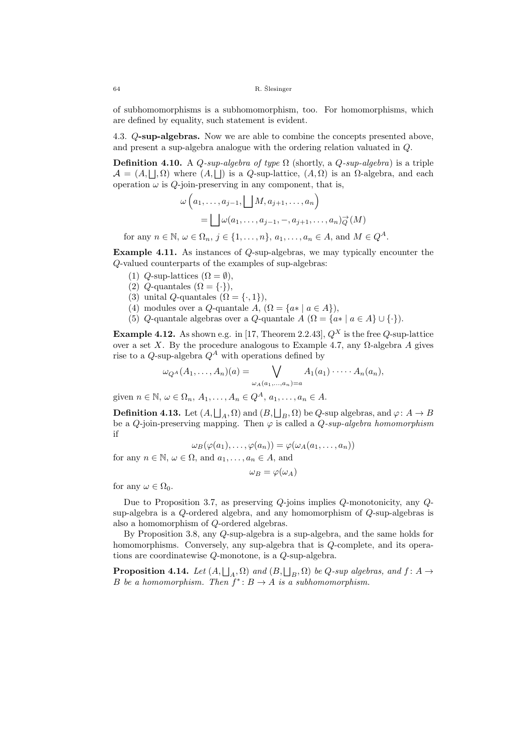of subhomomorphisms is a subhomomorphism, too. For homomorphisms, which are defined by equality, such statement is evident.

4.3. **$Q$-sup-algebras.** Now we are able to combine the concepts presented above, and present a sup-algebra analogue with the ordering relation valuated in $Q$.

**Definition 4.10.** A *$Q$-sup-algebra of type* $\Omega$ (shortly, a *$Q$-sup-algebra*) is a triple $\mathcal{A} = (A, \bigsqcup, \Omega)$ where $(A, \bigsqcup)$ is a $Q$-sup-lattice, $(A, \Omega)$ is an $\Omega$-algebra, and each operation $\omega$ is $Q$-join-preserving in any component, that is,

$$\omega\left(a_1, \dots, a_{j-1}, \bigsqcup M, a_{j+1}, \dots, a_n\right) = \bigsqcup \omega(a_1, \dots, a_{j-1}, -, a_{j+1}, \dots, a_n)_Q^{\rightarrow}(M)$$

for any $n \in \mathbb{N}$, $\omega \in \Omega_n$, $j \in \{1, \dots, n\}$, $a_1, \dots, a_n \in A$, and $M \in Q^A$.

**Example 4.11.** As instances of $Q$-sup-algebras, we may typically encounter the $Q$-valued counterparts of the examples of sup-algebras:

1. $Q$-sup-lattices ($\Omega = \emptyset$),
2. $Q$-quantales ($\Omega = \{\cdot\}$),
3. unital $Q$-quantales ($\Omega = \{\cdot, 1\}$),
4. modules over a $Q$-quantale $A$, ($\Omega = \{a* \mid a \in A\}$),
5. $Q$-quantale algebras over a $Q$-quantale $A$ ($\Omega = \{a* \mid a \in A\} \cup \{\cdot\}$).

**Example 4.12.** As shown e.g. in [17, Theorem 2.2.43], $Q^X$ is the free $Q$-sup-lattice over a set $X$. By the procedure analogous to Example 4.7, any $\Omega$-algebra $A$ gives rise to a $Q$-sup-algebra $Q^A$ with operations defined by

$$\omega_{Q^A}(A_1, \dots, A_n)(a) = \bigvee_{\omega_A(a_1, \dots, a_n) = a} A_1(a_1) \cdot \dots \cdot A_n(a_n),$$

given $n \in \mathbb{N}$, $\omega \in \Omega_n$, $A_1, \dots, A_n \in Q^A$, $a_1, \dots, a_n \in A$.

**Definition 4.13.** Let $(A, \bigsqcup_A, \Omega)$ and $(B, \bigsqcup_B, \Omega)$ be $Q$-sup algebras, and $\varphi \colon A \to B$ be a $Q$-join-preserving mapping. Then $\varphi$ is called a *$Q$-sup-algebra homomorphism* if

$$\omega_B(\varphi(a_1), \dots, \varphi(a_n)) = \varphi(\omega_A(a_1, \dots, a_n))$$

for any $n \in \mathbb{N}$, $\omega \in \Omega$, and $a_1, \dots, a_n \in A$, and

$$\omega_B = \varphi(\omega_A)$$

for any $\omega \in \Omega_0$.

Due to Proposition 3.7, as preserving $Q$-joins implies $Q$-monotonicity, any $Q$-sup-algebra is a $Q$-ordered algebra, and any homomorphism of $Q$-sup-algebras is also a homomorphism of $Q$-ordered algebras.

By Proposition 3.8, any $Q$-sup-algebra is a sup-algebra, and the same holds for homomorphisms. Conversely, any sup-algebra that is $Q$-complete, and its operations are coordinatewise $Q$-monotone, is a $Q$-sup-algebra.

**Proposition 4.14.** *Let $(A, \bigsqcup_A, \Omega)$ and $(B, \bigsqcup_B, \Omega)$ be $Q$-sup algebras, and $f \colon A \to B$ be a homomorphism. Then $f^* \colon B \to A$ is a subhomomorphism.*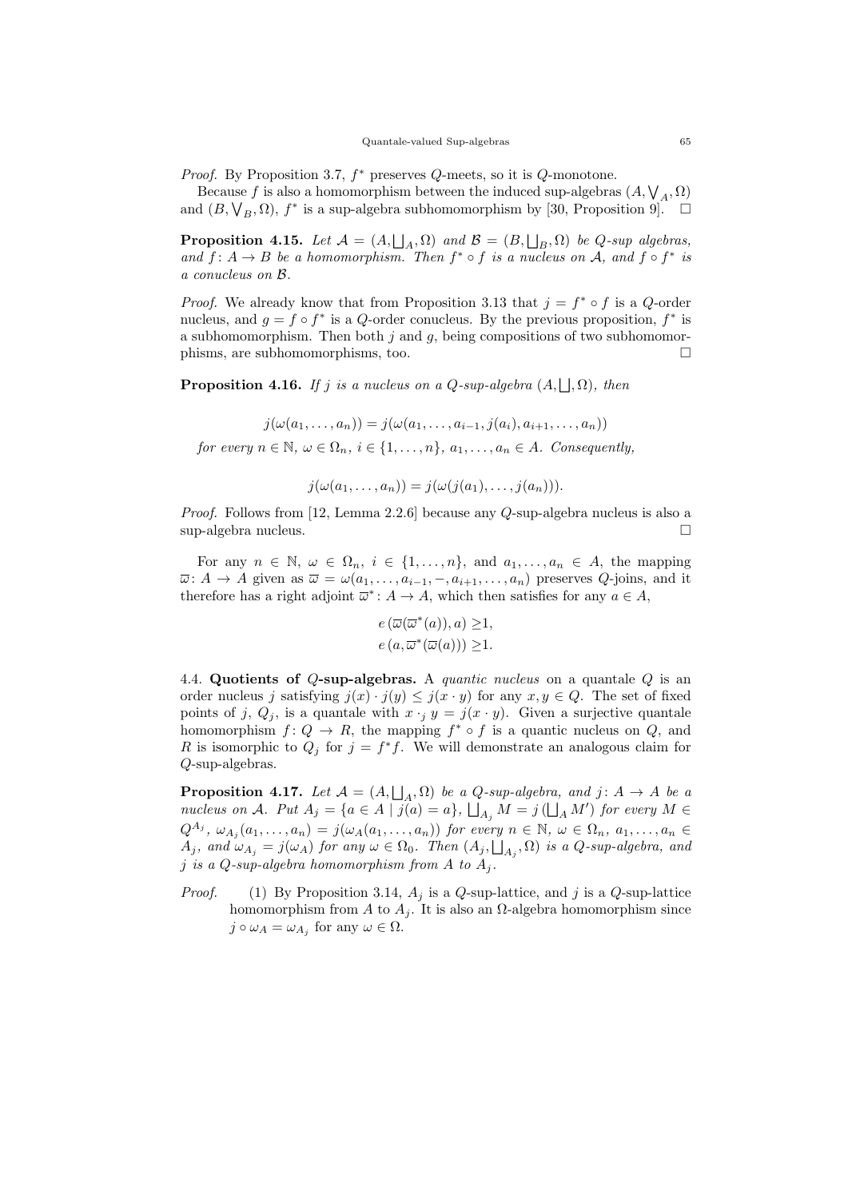*Proof.* By Proposition 3.7, $f^*$ preserves $Q$-meets, so it is $Q$-monotone.

Because $f$ is also a homomorphism between the induced sup-algebras $(A, \bigvee_A, \Omega)$ and $(B, \bigvee_B, \Omega)$, $f^*$ is a sup-algebra subhomomorphism by [30, Proposition 9]. $\square$

**Proposition 4.15.** *Let $\mathcal{A} = (A, \bigsqcup_A, \Omega)$ and $\mathcal{B} = (B, \bigsqcup_B, \Omega)$ be $Q$-sup algebras, and $f\colon A \to B$ be a homomorphism. Then $f^* \circ f$ is a nucleus on $\mathcal{A}$, and $f \circ f^*$ is a conucleus on $\mathcal{B}$.*

*Proof.* We already know that from Proposition 3.13 that $j = f^* \circ f$ is a $Q$-order nucleus, and $g = f \circ f^*$ is a $Q$-order conucleus. By the previous proposition, $f^*$ is a subhomomorphism. Then both $j$ and $g$, being compositions of two subhomomorphisms, are subhomomorphisms, too. $\square$

**Proposition 4.16.** *If $j$ is a nucleus on a $Q$-sup-algebra $(A, \bigsqcup, \Omega)$, then*

$$j(\omega(a_1, \ldots, a_n)) = j(\omega(a_1, \ldots, a_{i-1}, j(a_i), a_{i+1}, \ldots, a_n))$$

*for every $n \in \mathbb{N}$, $\omega \in \Omega_n$, $i \in \{1, \ldots, n\}$, $a_1, \ldots, a_n \in A$. Consequently,*

$$j(\omega(a_1, \ldots, a_n)) = j(\omega(j(a_1), \ldots, j(a_n))).$$

*Proof.* Follows from [12, Lemma 2.2.6] because any $Q$-sup-algebra nucleus is also a sup-algebra nucleus. $\square$

For any $n \in \mathbb{N}$, $\omega \in \Omega_n$, $i \in \{1, \ldots, n\}$, and $a_1, \ldots, a_n \in A$, the mapping $\overline{\omega}\colon A \to A$ given as $\overline{\omega} = \omega(a_1, \ldots, a_{i-1}, -, a_{i+1}, \ldots, a_n)$ preserves $Q$-joins, and it therefore has a right adjoint $\overline{\omega}^*\colon A \to A$, which then satisfies for any $a \in A$,

$$e\left(\overline{\omega}(\overline{\omega}^*(a)), a\right) \geq 1,$$
$$e\left(a, \overline{\omega}^*(\overline{\omega}(a))\right) \geq 1.$$

4.4. **Quotients of $Q$-sup-algebras.** A *quantic nucleus* on a quantale $Q$ is an order nucleus $j$ satisfying $j(x) \cdot j(y) \leq j(x \cdot y)$ for any $x, y \in Q$. The set of fixed points of $j$, $Q_j$, is a quantale with $x \cdot_j y = j(x \cdot y)$. Given a surjective quantale homomorphism $f\colon Q \to R$, the mapping $f^* \circ f$ is a quantic nucleus on $Q$, and $R$ is isomorphic to $Q_j$ for $j = f^* f$. We will demonstrate an analogous claim for $Q$-sup-algebras.

**Proposition 4.17.** *Let $\mathcal{A} = (A, \bigsqcup_A, \Omega)$ be a $Q$-sup-algebra, and $j\colon A \to A$ be a nucleus on $\mathcal{A}$. Put $A_j = \{a \in A \mid j(a) = a\}$, $\bigsqcup_{A_j} M = j\left(\bigsqcup_A M'\right)$ for every $M \in Q^{A_j}$, $\omega_{A_j}(a_1, \ldots, a_n) = j(\omega_A(a_1, \ldots, a_n))$ for every $n \in \mathbb{N}$, $\omega \in \Omega_n$, $a_1, \ldots, a_n \in A_j$, and $\omega_{A_j} = j(\omega_A)$ for any $\omega \in \Omega_0$. Then $(A_j, \bigsqcup_{A_j}, \Omega)$ is a $Q$-sup-algebra, and $j$ is a $Q$-sup-algebra homomorphism from $A$ to $A_j$.*

*Proof.* (1) By Proposition 3.14, $A_j$ is a $Q$-sup-lattice, and $j$ is a $Q$-sup-lattice homomorphism from $A$ to $A_j$. It is also an $\Omega$-algebra homomorphism since $j \circ \omega_A = \omega_{A_j}$ for any $\omega \in \Omega$.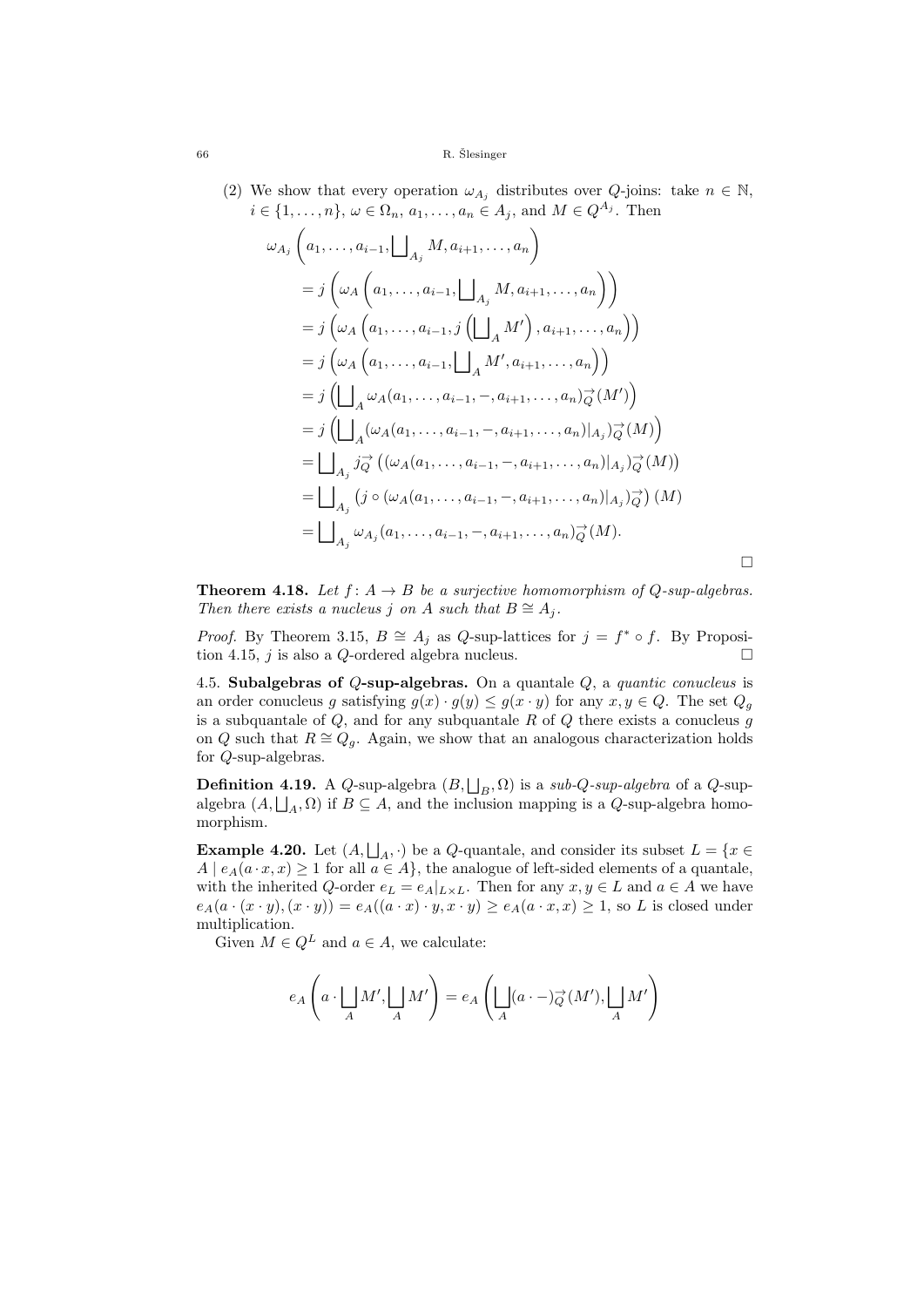(2) We show that every operation $\omega_{A_j}$ distributes over $Q$-joins: take $n \in \mathbb{N}$, $i \in \{1, \ldots, n\}$, $\omega \in \Omega_n$, $a_1, \ldots, a_n \in A_j$, and $M \in Q^{A_j}$. Then

$$
\begin{aligned}
\omega_{A_j} & \left(a_1, \ldots, a_{i-1}, \bigsqcup\nolimits_{A_j} M, a_{i+1}, \ldots, a_n\right) \\
&= j\left(\omega_A\left(a_1, \ldots, a_{i-1}, \bigsqcup\nolimits_{A_j} M, a_{i+1}, \ldots, a_n\right)\right) \\
&= j\left(\omega_A\left(a_1, \ldots, a_{i-1}, j\left(\bigsqcup\nolimits_A M'\right), a_{i+1}, \ldots, a_n\right)\right) \\
&= j\left(\omega_A\left(a_1, \ldots, a_{i-1}, \bigsqcup\nolimits_A M', a_{i+1}, \ldots, a_n\right)\right) \\
&= j\left(\bigsqcup\nolimits_A \omega_A(a_1, \ldots, a_{i-1}, -, a_{i+1}, \ldots, a_n)_Q^{\rightarrow}(M')\right) \\
&= j\left(\bigsqcup\nolimits_A (\omega_A(a_1, \ldots, a_{i-1}, -, a_{i+1}, \ldots, a_n)|_{A_j})_Q^{\rightarrow}(M)\right) \\
&= \bigsqcup\nolimits_{A_j} j_Q^{\rightarrow}\left((\omega_A(a_1, \ldots, a_{i-1}, -, a_{i+1}, \ldots, a_n)|_{A_j})_Q^{\rightarrow}(M)\right) \\
&= \bigsqcup\nolimits_{A_j} \left(j \circ (\omega_A(a_1, \ldots, a_{i-1}, -, a_{i+1}, \ldots, a_n)|_{A_j})_Q^{\rightarrow}\right)(M) \\
&= \bigsqcup\nolimits_{A_j} \omega_{A_j}(a_1, \ldots, a_{i-1}, -, a_{i+1}, \ldots, a_n)_Q^{\rightarrow}(M).
\end{aligned}
$$

□

**Theorem 4.18.** *Let $f\colon A \to B$ be a surjective homomorphism of $Q$-sup-algebras. Then there exists a nucleus $j$ on $A$ such that $B \cong A_j$.*

*Proof.* By Theorem 3.15, $B \cong A_j$ as $Q$-sup-lattices for $j = f^* \circ f$. By Proposition 4.15, $j$ is also a $Q$-ordered algebra nucleus. □

4.5. **Subalgebras of $Q$-sup-algebras.** On a quantale $Q$, a *quantic conucleus* is an order conucleus $g$ satisfying $g(x) \cdot g(y) \leq g(x \cdot y)$ for any $x, y \in Q$. The set $Q_g$ is a subquantale of $Q$, and for any subquantale $R$ of $Q$ there exists a conucleus $g$ on $Q$ such that $R \cong Q_g$. Again, we show that an analogous characterization holds for $Q$-sup-algebras.

**Definition 4.19.** A $Q$-sup-algebra $(B, \bigsqcup_B, \Omega)$ is a *sub-$Q$-sup-algebra* of a $Q$-sup-algebra $(A, \bigsqcup_A, \Omega)$ if $B \subseteq A$, and the inclusion mapping is a $Q$-sup-algebra homomorphism.

**Example 4.20.** Let $(A, \bigsqcup_A, \cdot)$ be a $Q$-quantale, and consider its subset $L = \{x \in A \mid e_A(a \cdot x, x) \geq 1 \text{ for all } a \in A\}$, the analogue of left-sided elements of a quantale, with the inherited $Q$-order $e_L = e_A|_{L \times L}$. Then for any $x, y \in L$ and $a \in A$ we have $e_A(a \cdot (x \cdot y), (x \cdot y)) = e_A((a \cdot x) \cdot y, x \cdot y) \geq e_A(a \cdot x, x) \geq 1$, so $L$ is closed under multiplication.

Given $M \in Q^L$ and $a \in A$, we calculate:

$$
e_A\left(a \cdot \bigsqcup_A M', \bigsqcup_A M'\right) = e_A\left(\bigsqcup_A (a \cdot -)_Q^{\rightarrow}(M'), \bigsqcup_A M'\right)
$$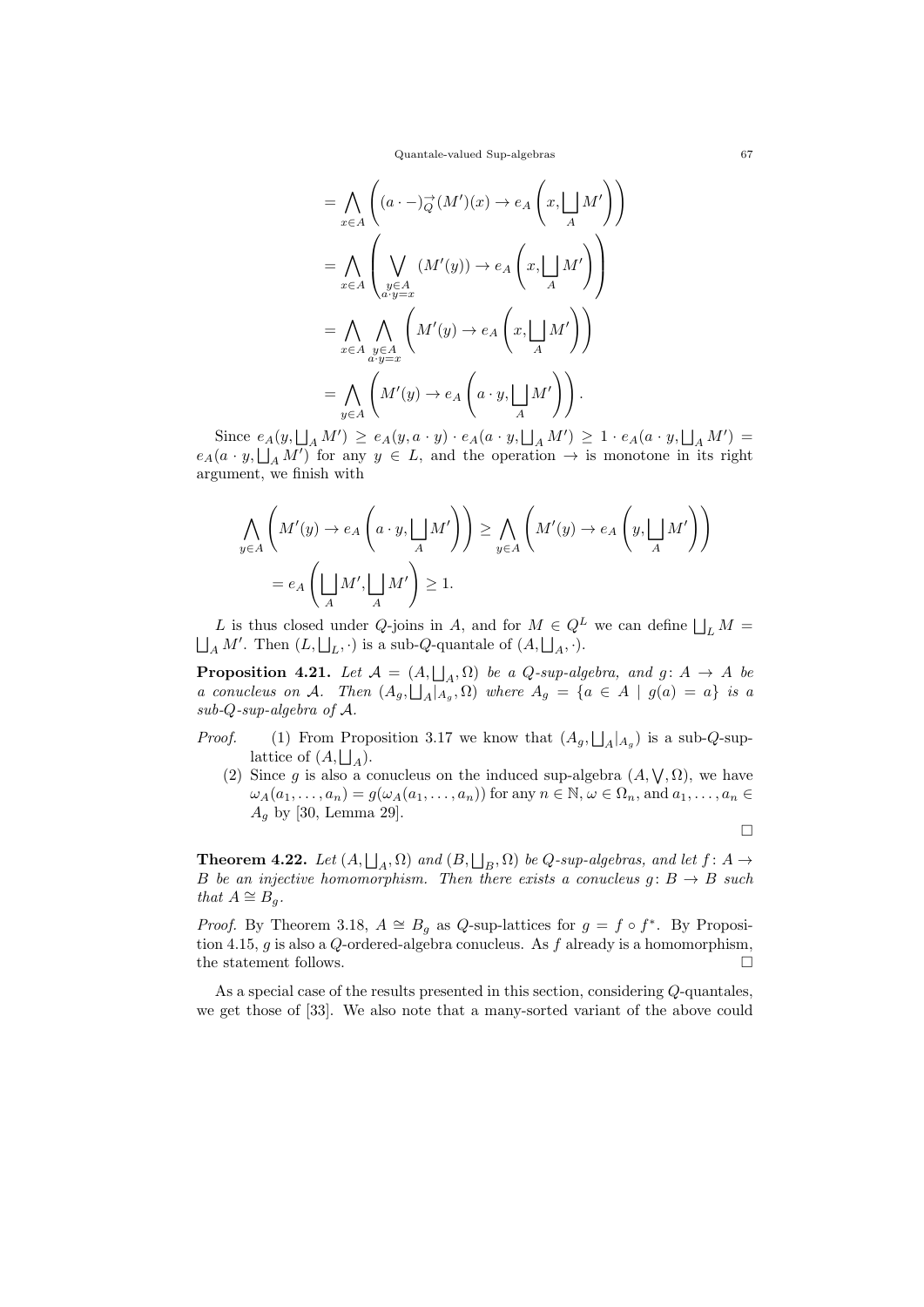$$
\begin{aligned}
&= \bigwedge_{x\in A}\left((a\cdot -)^{\rightarrow}_{Q}(M')(x) \to e_A\left(x, \bigsqcup_A M'\right)\right)\\
&= \bigwedge_{x\in A}\left(\bigvee_{\substack{y\in A\\ a\cdot y = x}}(M'(y)) \to e_A\left(x, \bigsqcup_A M'\right)\right)\\
&= \bigwedge_{x\in A}\bigwedge_{\substack{y\in A\\ a\cdot y = x}}\left(M'(y) \to e_A\left(x, \bigsqcup_A M'\right)\right)\\
&= \bigwedge_{y\in A}\left(M'(y) \to e_A\left(a\cdot y, \bigsqcup_A M'\right)\right).
\end{aligned}
$$

Since $e_A(y, \bigsqcup_A M') \geq e_A(y, a\cdot y)\cdot e_A(a\cdot y, \bigsqcup_A M') \geq 1\cdot e_A(a\cdot y, \bigsqcup_A M') = e_A(a\cdot y, \bigsqcup_A M')$ for any $y \in L$, and the operation $\to$ is monotone in its right argument, we finish with

$$
\begin{aligned}
\bigwedge_{y\in A}\left(M'(y) \to e_A\left(a\cdot y, \bigsqcup_A M'\right)\right) &\geq \bigwedge_{y\in A}\left(M'(y) \to e_A\left(y, \bigsqcup_A M'\right)\right)\\
&= e_A\left(\bigsqcup_A M', \bigsqcup_A M'\right) \geq 1.
\end{aligned}
$$

$L$ is thus closed under $Q$-joins in $A$, and for $M \in Q^L$ we can define $\bigsqcup_L M = \bigsqcup_A M'$. Then $(L, \bigsqcup_L, \cdot)$ is a sub-$Q$-quantale of $(A, \bigsqcup_A, \cdot)$.

**Proposition 4.21.** *Let $\mathcal{A} = (A, \bigsqcup_A, \Omega)$ be a $Q$-sup-algebra, and $g\colon A \to A$ be a conucleus on $\mathcal{A}$. Then $(A_g, \bigsqcup_A|_{A_g}, \Omega)$ where $A_g = \{a \in A \mid g(a) = a\}$ is a sub-$Q$-sup-algebra of $\mathcal{A}$.*

*Proof.*
(1) From Proposition 3.17 we know that $(A_g, \bigsqcup_A|_{A_g})$ is a sub-$Q$-sup-lattice of $(A, \bigsqcup_A)$.
(2) Since $g$ is also a conucleus on the induced sup-algebra $(A, \bigvee, \Omega)$, we have $\omega_A(a_1, \ldots, a_n) = g(\omega_A(a_1, \ldots, a_n))$ for any $n \in \mathbb{N}$, $\omega \in \Omega_n$, and $a_1, \ldots, a_n \in A_g$ by [30, Lemma 29].

□

**Theorem 4.22.** *Let $(A, \bigsqcup_A, \Omega)$ and $(B, \bigsqcup_B, \Omega)$ be $Q$-sup-algebras, and let $f\colon A \to B$ be an injective homomorphism. Then there exists a conucleus $g\colon B \to B$ such that $A \cong B_g$.*

*Proof.* By Theorem 3.18, $A \cong B_g$ as $Q$-sup-lattices for $g = f \circ f^*$. By Proposition 4.15, $g$ is also a $Q$-ordered-algebra conucleus. As $f$ already is a homomorphism, the statement follows. □

As a special case of the results presented in this section, considering $Q$-quantales, we get those of [33]. We also note that a many-sorted variant of the above could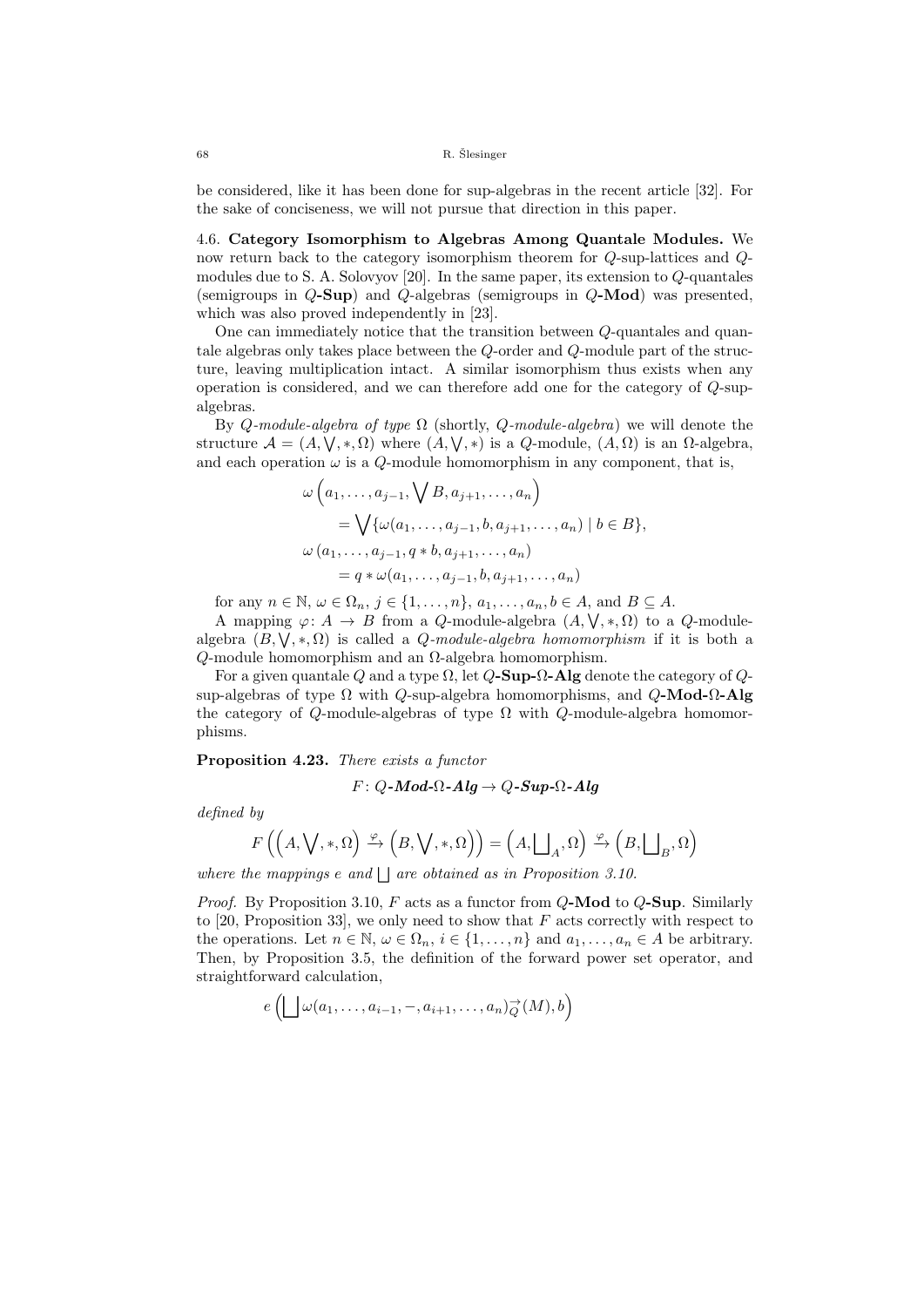be considered, like it has been done for sup-algebras in the recent article [32]. For the sake of conciseness, we will not pursue that direction in this paper.

4.6. **Category Isomorphism to Algebras Among Quantale Modules.** We now return back to the category isomorphism theorem for $Q$-sup-lattices and $Q$-modules due to S. A. Solovyov [20]. In the same paper, its extension to $Q$-quantales (semigroups in $Q$-**Sup**) and $Q$-algebras (semigroups in $Q$-**Mod**) was presented, which was also proved independently in [23].

One can immediately notice that the transition between $Q$-quantales and quantale algebras only takes place between the $Q$-order and $Q$-module part of the structure, leaving multiplication intact. A similar isomorphism thus exists when any operation is considered, and we can therefore add one for the category of $Q$-sup-algebras.

By *$Q$-module-algebra of type $\Omega$* (shortly, *$Q$-module-algebra*) we will denote the structure $\mathcal{A} = (A, \bigvee, *, \Omega)$ where $(A, \bigvee, *)$ is a $Q$-module, $(A, \Omega)$ is an $\Omega$-algebra, and each operation $\omega$ is a $Q$-module homomorphism in any component, that is,

$$
\begin{aligned}
\omega\Big(a_1, \ldots, a_{j-1}, \bigvee B, a_{j+1}, \ldots, a_n\Big)& \\
&= \bigvee\{\omega(a_1, \ldots, a_{j-1}, b, a_{j+1}, \ldots, a_n) \mid b \in B\}, \\
\omega\left(a_1, \ldots, a_{j-1}, q * b, a_{j+1}, \ldots, a_n\right)& \\
&= q * \omega(a_1, \ldots, a_{j-1}, b, a_{j+1}, \ldots, a_n)
\end{aligned}
$$

for any $n \in \mathbb{N}$, $\omega \in \Omega_n$, $j \in \{1, \ldots, n\}$, $a_1, \ldots, a_n, b \in A$, and $B \subseteq A$.

A mapping $\varphi\colon A \to B$ from a $Q$-module-algebra $(A, \bigvee, *, \Omega)$ to a $Q$-module-algebra $(B, \bigvee, *, \Omega)$ is called a *$Q$-module-algebra homomorphism* if it is both a $Q$-module homomorphism and an $\Omega$-algebra homomorphism.

For a given quantale $Q$ and a type $\Omega$, let $Q$-**Sup**-$\Omega$-**Alg** denote the category of $Q$-sup-algebras of type $\Omega$ with $Q$-sup-algebra homomorphisms, and $Q$-**Mod**-$\Omega$-**Alg** the category of $Q$-module-algebras of type $\Omega$ with $Q$-module-algebra homomorphisms.

**Proposition 4.23.** *There exists a functor*

$$F\colon Q\text{-}\boldsymbol{Mod}\text{-}\Omega\text{-}\boldsymbol{Alg} \to Q\text{-}\boldsymbol{Sup}\text{-}\Omega\text{-}\boldsymbol{Alg}$$

*defined by*

$$F\left(\left(A, \bigvee, *, \Omega\right) \xrightarrow{\varphi} \left(B, \bigvee, *, \Omega\right)\right) = \left(A, \bigsqcup\nolimits_A, \Omega\right) \xrightarrow{\varphi} \left(B, \bigsqcup\nolimits_B, \Omega\right)$$

*where the mappings $e$ and $\bigsqcup$ are obtained as in Proposition 3.10.*

*Proof.* By Proposition 3.10, $F$ acts as a functor from $Q$-**Mod** to $Q$-**Sup**. Similarly to [20, Proposition 33], we only need to show that $F$ acts correctly with respect to the operations. Let $n \in \mathbb{N}$, $\omega \in \Omega_n$, $i \in \{1, \ldots, n\}$ and $a_1, \ldots, a_n \in A$ be arbitrary. Then, by Proposition 3.5, the definition of the forward power set operator, and straightforward calculation,

$$e\left(\bigsqcup \omega(a_1, \ldots, a_{i-1}, -, a_{i+1}, \ldots, a_n)_Q^{\rightarrow}(M), b\right)$$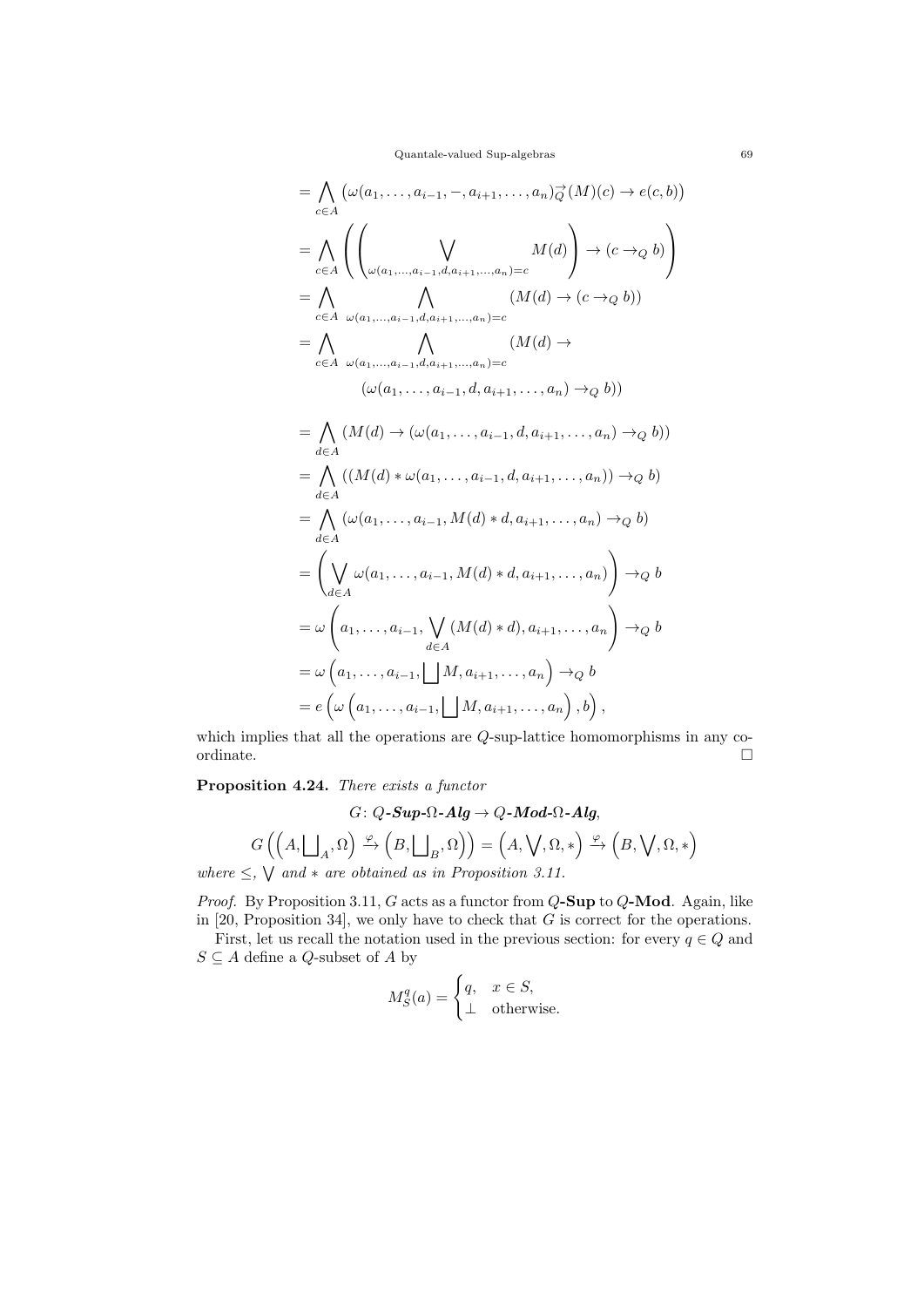$$
\begin{aligned}
&= \bigwedge_{c\in A} \left(\omega(a_1,\ldots,a_{i-1},-,a_{i+1},\ldots,a_n)^{\rightarrow}_Q(M)(c) \rightarrow e(c,b)\right) \\
&= \bigwedge_{c\in A} \left( \left( \bigvee_{\omega(a_1,\ldots,a_{i-1},d,a_{i+1},\ldots,a_n)=c} M(d) \right) \rightarrow (c \rightarrow_Q b) \right) \\
&= \bigwedge_{c\in A} \ \bigwedge_{\omega(a_1,\ldots,a_{i-1},d,a_{i+1},\ldots,a_n)=c} (M(d) \rightarrow (c \rightarrow_Q b)) \\
&= \bigwedge_{c\in A} \ \bigwedge_{\omega(a_1,\ldots,a_{i-1},d,a_{i+1},\ldots,a_n)=c} (M(d) \rightarrow \\
&\qquad\qquad (\omega(a_1,\ldots,a_{i-1},d,a_{i+1},\ldots,a_n) \rightarrow_Q b)) \\
&= \bigwedge_{d\in A} (M(d) \rightarrow (\omega(a_1,\ldots,a_{i-1},d,a_{i+1},\ldots,a_n) \rightarrow_Q b)) \\
&= \bigwedge_{d\in A} ((M(d) * \omega(a_1,\ldots,a_{i-1},d,a_{i+1},\ldots,a_n)) \rightarrow_Q b) \\
&= \bigwedge_{d\in A} (\omega(a_1,\ldots,a_{i-1},M(d)*d,a_{i+1},\ldots,a_n) \rightarrow_Q b) \\
&= \left( \bigvee_{d\in A} \omega(a_1,\ldots,a_{i-1},M(d)*d,a_{i+1},\ldots,a_n) \right) \rightarrow_Q b \\
&= \omega\left(a_1,\ldots,a_{i-1}, \bigvee_{d\in A}(M(d)*d), a_{i+1},\ldots,a_n\right) \rightarrow_Q b \\
&= \omega\left(a_1,\ldots,a_{i-1}, \bigsqcup M, a_{i+1},\ldots,a_n\right) \rightarrow_Q b \\
&= e\left(\omega\left(a_1,\ldots,a_{i-1}, \bigsqcup M, a_{i+1},\ldots,a_n\right), b\right),
\end{aligned}
$$

which implies that all the operations are $Q$-sup-lattice homomorphisms in any coordinate. $\square$

**Proposition 4.24.** *There exists a functor*

$$G\colon Q\text{-}\boldsymbol{Sup}\text{-}\Omega\text{-}\boldsymbol{Alg} \to Q\text{-}\boldsymbol{Mod}\text{-}\Omega\text{-}\boldsymbol{Alg},$$

$$G\left(\left(A,\bigsqcup\nolimits_A,\Omega\right) \xrightarrow{\varphi} \left(B,\bigsqcup\nolimits_B,\Omega\right)\right) = \left(A,\bigvee,\Omega,*\right) \xrightarrow{\varphi} \left(B,\bigvee,\Omega,*\right)$$

*where $\leq$, $\bigvee$ and $*$ are obtained as in Proposition 3.11.*

*Proof.* By Proposition 3.11, $G$ acts as a functor from $Q$-**Sup** to $Q$-**Mod**. Again, like in [20, Proposition 34], we only have to check that $G$ is correct for the operations.

First, let us recall the notation used in the previous section: for every $q \in Q$ and $S \subseteq A$ define a $Q$-subset of $A$ by

$$M_S^q(a) = \begin{cases} q, & x \in S, \\ \bot & \text{otherwise.} \end{cases}$$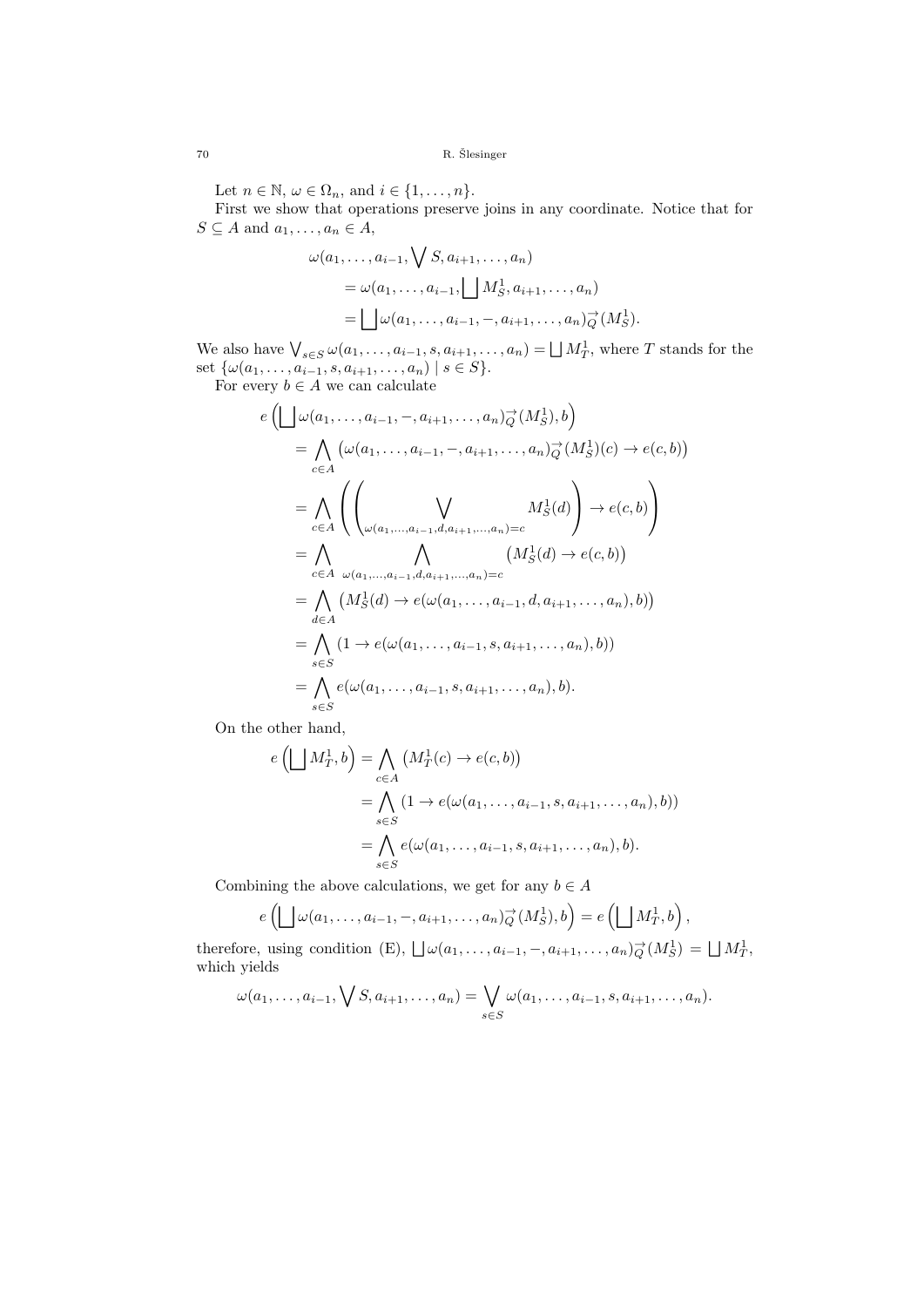Let $n \in \mathbb{N}$, $\omega \in \Omega_n$, and $i \in \{1, \ldots, n\}$.

First we show that operations preserve joins in any coordinate. Notice that for $S \subseteq A$ and $a_1, \ldots, a_n \in A$,

$$
\begin{aligned}
&\omega(a_1, \ldots, a_{i-1}, \bigvee S, a_{i+1}, \ldots, a_n) \\
&\quad = \omega(a_1, \ldots, a_{i-1}, \bigsqcup M_S^1, a_{i+1}, \ldots, a_n) \\
&\quad = \bigsqcup \omega(a_1, \ldots, a_{i-1}, -, a_{i+1}, \ldots, a_n)_Q^{\rightarrow}(M_S^1).
\end{aligned}
$$

We also have $\bigvee_{s \in S} \omega(a_1, \ldots, a_{i-1}, s, a_{i+1}, \ldots, a_n) = \bigsqcup M_T^1$, where $T$ stands for the set $\{\omega(a_1, \ldots, a_{i-1}, s, a_{i+1}, \ldots, a_n) \mid s \in S\}$.

For every $b \in A$ we can calculate

$$
\begin{aligned}
&e\left(\bigsqcup \omega(a_1, \ldots, a_{i-1}, -, a_{i+1}, \ldots, a_n)_Q^{\rightarrow}(M_S^1), b\right) \\
&\quad = \bigwedge_{c \in A} \left(\omega(a_1, \ldots, a_{i-1}, -, a_{i+1}, \ldots, a_n)_Q^{\rightarrow}(M_S^1)(c) \to e(c, b)\right) \\
&\quad = \bigwedge_{c \in A} \left(\left(\bigvee_{\omega(a_1, \ldots, a_{i-1}, d, a_{i+1}, \ldots, a_n) = c} M_S^1(d)\right) \to e(c, b)\right) \\
&\quad = \bigwedge_{c \in A} \bigwedge_{\omega(a_1, \ldots, a_{i-1}, d, a_{i+1}, \ldots, a_n) = c} \left(M_S^1(d) \to e(c, b)\right) \\
&\quad = \bigwedge_{d \in A} \left(M_S^1(d) \to e(\omega(a_1, \ldots, a_{i-1}, d, a_{i+1}, \ldots, a_n), b)\right) \\
&\quad = \bigwedge_{s \in S} \left(1 \to e(\omega(a_1, \ldots, a_{i-1}, s, a_{i+1}, \ldots, a_n), b)\right) \\
&\quad = \bigwedge_{s \in S} e(\omega(a_1, \ldots, a_{i-1}, s, a_{i+1}, \ldots, a_n), b).
\end{aligned}
$$

On the other hand,

$$
\begin{aligned}
e\left(\bigsqcup M_T^1, b\right) &= \bigwedge_{c \in A} \left(M_T^1(c) \to e(c, b)\right) \\
&= \bigwedge_{s \in S} \left(1 \to e(\omega(a_1, \ldots, a_{i-1}, s, a_{i+1}, \ldots, a_n), b)\right) \\
&= \bigwedge_{s \in S} e(\omega(a_1, \ldots, a_{i-1}, s, a_{i+1}, \ldots, a_n), b).
\end{aligned}
$$

Combining the above calculations, we get for any $b \in A$

$$
e\left(\bigsqcup \omega(a_1, \ldots, a_{i-1}, -, a_{i+1}, \ldots, a_n)_Q^{\rightarrow}(M_S^1), b\right) = e\left(\bigsqcup M_T^1, b\right),
$$

therefore, using condition (E), $\bigsqcup \omega(a_1, \ldots, a_{i-1}, -, a_{i+1}, \ldots, a_n)_Q^{\rightarrow}(M_S^1) = \bigsqcup M_T^1$, which yields

$$
\omega(a_1, \ldots, a_{i-1}, \bigvee S, a_{i+1}, \ldots, a_n) = \bigvee_{s \in S} \omega(a_1, \ldots, a_{i-1}, s, a_{i+1}, \ldots, a_n).
$$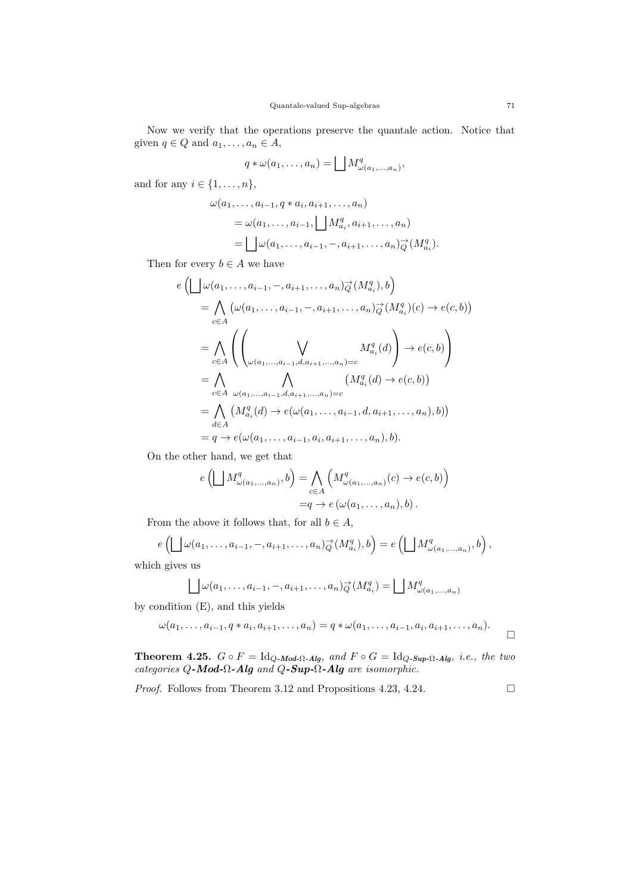Now we verify that the operations preserve the quantale action. Notice that given $q \in Q$ and $a_1, \ldots, a_n \in A$,

$$q * \omega(a_1, \ldots, a_n) = \bigsqcup M^q_{\omega(a_1,\ldots,a_n)},$$

and for any $i \in \{1, \ldots, n\}$,

$$\begin{aligned}
&\omega(a_1, \ldots, a_{i-1}, q * a_i, a_{i+1}, \ldots, a_n) \\
&\quad = \omega(a_1, \ldots, a_{i-1}, \bigsqcup M^q_{a_i}, a_{i+1}, \ldots, a_n) \\
&\quad = \bigsqcup \omega(a_1, \ldots, a_{i-1}, -, a_{i+1}, \ldots, a_n)^{\rightarrow}_Q (M^q_{a_i}).
\end{aligned}$$

Then for every $b \in A$ we have

$$\begin{aligned}
e &\left(\bigsqcup \omega(a_1, \ldots, a_{i-1}, -, a_{i+1}, \ldots, a_n)^{\rightarrow}_Q (M^q_{a_i}), b\right) \\
&= \bigwedge_{c \in A} \left(\omega(a_1, \ldots, a_{i-1}, -, a_{i+1}, \ldots, a_n)^{\rightarrow}_Q (M^q_{a_i})(c) \rightarrow e(c, b)\right) \\
&= \bigwedge_{c \in A} \left( \left( \bigvee_{\omega(a_1,\ldots,a_{i-1},d,a_{i+1},\ldots,a_n)=c} M^q_{a_i}(d) \right) \rightarrow e(c, b) \right) \\
&= \bigwedge_{c \in A} \ \bigwedge_{\omega(a_1,\ldots,a_{i-1},d,a_{i+1},\ldots,a_n)=c} \left(M^q_{a_i}(d) \rightarrow e(c, b)\right) \\
&= \bigwedge_{d \in A} \left(M^q_{a_i}(d) \rightarrow e(\omega(a_1, \ldots, a_{i-1}, d, a_{i+1}, \ldots, a_n), b)\right) \\
&= q \rightarrow e(\omega(a_1, \ldots, a_{i-1}, a_i, a_{i+1}, \ldots, a_n), b).
\end{aligned}$$

On the other hand, we get that

$$\begin{aligned}
e\left(\bigsqcup M^q_{\omega(a_1,\ldots,a_n)}, b\right) &= \bigwedge_{c \in A} \left(M^q_{\omega(a_1,\ldots,a_n)}(c) \rightarrow e(c, b)\right) \\
&= q \rightarrow e\left(\omega(a_1, \ldots, a_n), b\right).
\end{aligned}$$

From the above it follows that, for all $b \in A$,

$$e\left(\bigsqcup \omega(a_1, \ldots, a_{i-1}, -, a_{i+1}, \ldots, a_n)^{\rightarrow}_Q (M^q_{a_i}), b\right) = e\left(\bigsqcup M^q_{\omega(a_1,\ldots,a_n)}, b\right),$$

which gives us

$$\bigsqcup \omega(a_1, \ldots, a_{i-1}, -, a_{i+1}, \ldots, a_n)^{\rightarrow}_Q (M^q_{a_i}) = \bigsqcup M^q_{\omega(a_1,\ldots,a_n)}$$

by condition (E), and this yields

$$\omega(a_1, \ldots, a_{i-1}, q * a_i, a_{i+1}, \ldots, a_n) = q * \omega(a_1, \ldots, a_{i-1}, a_i, a_{i+1}, \ldots, a_n).$$

□

**Theorem 4.25.** *$G \circ F = \mathrm{Id}_{Q\text{-}\boldsymbol{Mod}\text{-}\Omega\text{-}\boldsymbol{Alg}}$, and $F \circ G = \mathrm{Id}_{Q\text{-}\boldsymbol{Sup}\text{-}\Omega\text{-}\boldsymbol{Alg}}$, i.e., the two categories $Q$-**Mod**-$\Omega$-**Alg** and $Q$-**Sup**-$\Omega$-**Alg** are isomorphic.*

*Proof.* Follows from Theorem 3.12 and Propositions 4.23, 4.24. □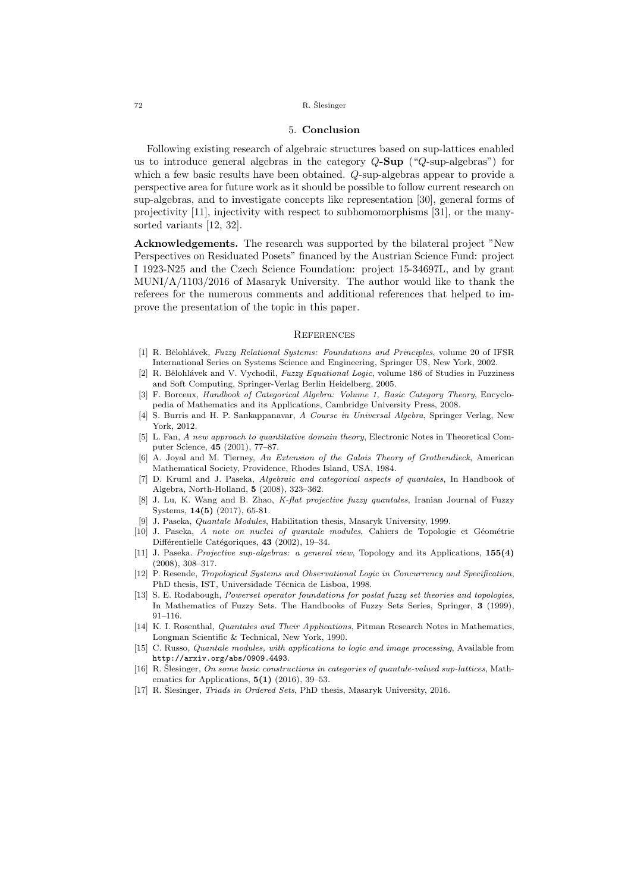## 5. **Conclusion**

Following existing research of algebraic structures based on sup-lattices enabled us to introduce general algebras in the category $Q$-**Sup** ("$Q$-sup-algebras") for which a few basic results have been obtained. $Q$-sup-algebras appear to provide a perspective area for future work as it should be possible to follow current research on sup-algebras, and to investigate concepts like representation [30], general forms of projectivity [11], injectivity with respect to subhomomorphisms [31], or the many-sorted variants [12, 32].

**Acknowledgements.** The research was supported by the bilateral project "New Perspectives on Residuated Posets" financed by the Austrian Science Fund: project I 1923-N25 and the Czech Science Foundation: project 15-34697L, and by grant MUNI/A/1103/2016 of Masaryk University. The author would like to thank the referees for the numerous comments and additional references that helped to improve the presentation of the topic in this paper.

## References

[1] R. Bělohlávek, *Fuzzy Relational Systems: Foundations and Principles*, volume 20 of IFSR International Series on Systems Science and Engineering, Springer US, New York, 2002.

[2] R. Bělohlávek and V. Vychodil, *Fuzzy Equational Logic*, volume 186 of Studies in Fuzziness and Soft Computing, Springer-Verlag Berlin Heidelberg, 2005.

[3] F. Borceux, *Handbook of Categorical Algebra: Volume 1, Basic Category Theory*, Encyclopedia of Mathematics and its Applications, Cambridge University Press, 2008.

[4] S. Burris and H. P. Sankappanavar, *A Course in Universal Algebra*, Springer Verlag, New York, 2012.

[5] L. Fan, *A new approach to quantitative domain theory*, Electronic Notes in Theoretical Computer Science, **45** (2001), 77–87.

[6] A. Joyal and M. Tierney, *An Extension of the Galois Theory of Grothendieck*, American Mathematical Society, Providence, Rhodes Island, USA, 1984.

[7] D. Kruml and J. Paseka, *Algebraic and categorical aspects of quantales*, In Handbook of Algebra, North-Holland, **5** (2008), 323–362.

[8] J. Lu, K. Wang and B. Zhao, *K-flat projective fuzzy quantales*, Iranian Journal of Fuzzy Systems, **14(5)** (2017), 65-81.

[9] J. Paseka, *Quantale Modules*, Habilitation thesis, Masaryk University, 1999.

[10] J. Paseka, *A note on nuclei of quantale modules*, Cahiers de Topologie et Géométrie Différentielle Catégoriques, **43** (2002), 19–34.

[11] J. Paseka. *Projective sup-algebras: a general view*, Topology and its Applications, **155(4)** (2008), 308–317.

[12] P. Resende, *Tropological Systems and Observational Logic in Concurrency and Specification*, PhD thesis, IST, Universidade Técnica de Lisboa, 1998.

[13] S. E. Rodabough, *Powerset operator foundations for poslat fuzzy set theories and topologies*, In Mathematics of Fuzzy Sets. The Handbooks of Fuzzy Sets Series, Springer, **3** (1999), 91–116.

[14] K. I. Rosenthal, *Quantales and Their Applications*, Pitman Research Notes in Mathematics, Longman Scientific & Technical, New York, 1990.

[15] C. Russo, *Quantale modules, with applications to logic and image processing*, Available from `http://arxiv.org/abs/0909.4493`.

[16] R. Šlesinger, *On some basic constructions in categories of quantale-valued sup-lattices*, Mathematics for Applications, **5(1)** (2016), 39–53.

[17] R. Šlesinger, *Triads in Ordered Sets*, PhD thesis, Masaryk University, 2016.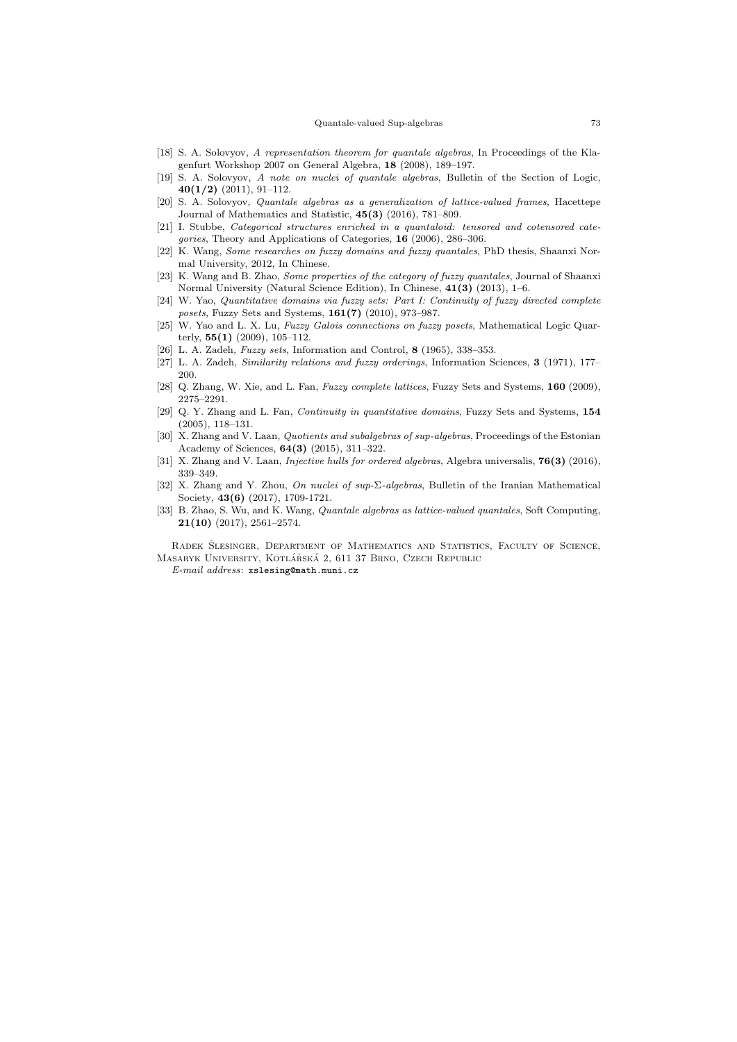[18] S. A. Solovyov, *A representation theorem for quantale algebras*, In Proceedings of the Klagenfurt Workshop 2007 on General Algebra, **18** (2008), 189–197.

[19] S. A. Solovyov, *A note on nuclei of quantale algebras*, Bulletin of the Section of Logic, **40(1/2)** (2011), 91–112.

[20] S. A. Solovyov, *Quantale algebras as a generalization of lattice-valued frames*, Hacettepe Journal of Mathematics and Statistic, **45(3)** (2016), 781–809.

[21] I. Stubbe, *Categorical structures enriched in a quantaloid: tensored and cotensored categories*, Theory and Applications of Categories, **16** (2006), 286–306.

[22] K. Wang, *Some researches on fuzzy domains and fuzzy quantales*, PhD thesis, Shaanxi Normal University, 2012, In Chinese.

[23] K. Wang and B. Zhao, *Some properties of the category of fuzzy quantales*, Journal of Shaanxi Normal University (Natural Science Edition), In Chinese, **41(3)** (2013), 1–6.

[24] W. Yao, *Quantitative domains via fuzzy sets: Part I: Continuity of fuzzy directed complete posets*, Fuzzy Sets and Systems, **161(7)** (2010), 973–987.

[25] W. Yao and L. X. Lu, *Fuzzy Galois connections on fuzzy posets*, Mathematical Logic Quarterly, **55(1)** (2009), 105–112.

[26] L. A. Zadeh, *Fuzzy sets*, Information and Control, **8** (1965), 338–353.

[27] L. A. Zadeh, *Similarity relations and fuzzy orderings*, Information Sciences, **3** (1971), 177–200.

[28] Q. Zhang, W. Xie, and L. Fan, *Fuzzy complete lattices*, Fuzzy Sets and Systems, **160** (2009), 2275–2291.

[29] Q. Y. Zhang and L. Fan, *Continuity in quantitative domains*, Fuzzy Sets and Systems, **154** (2005), 118–131.

[30] X. Zhang and V. Laan, *Quotients and subalgebras of sup-algebras*, Proceedings of the Estonian Academy of Sciences, **64(3)** (2015), 311–322.

[31] X. Zhang and V. Laan, *Injective hulls for ordered algebras*, Algebra universalis, **76(3)** (2016), 339–349.

[32] X. Zhang and Y. Zhou, *On nuclei of sup-$\Sigma$-algebras*, Bulletin of the Iranian Mathematical Society, **43(6)** (2017), 1709-1721.

[33] B. Zhao, S. Wu, and K. Wang, *Quantale algebras as lattice-valued quantales*, Soft Computing, **21(10)** (2017), 2561–2574.

Radek Šlesinger, Department of Mathematics and Statistics, Faculty of Science, Masaryk University, Kotlářská 2, 611 37 Brno, Czech Republic

*E-mail address*: xslesing@math.muni.cz